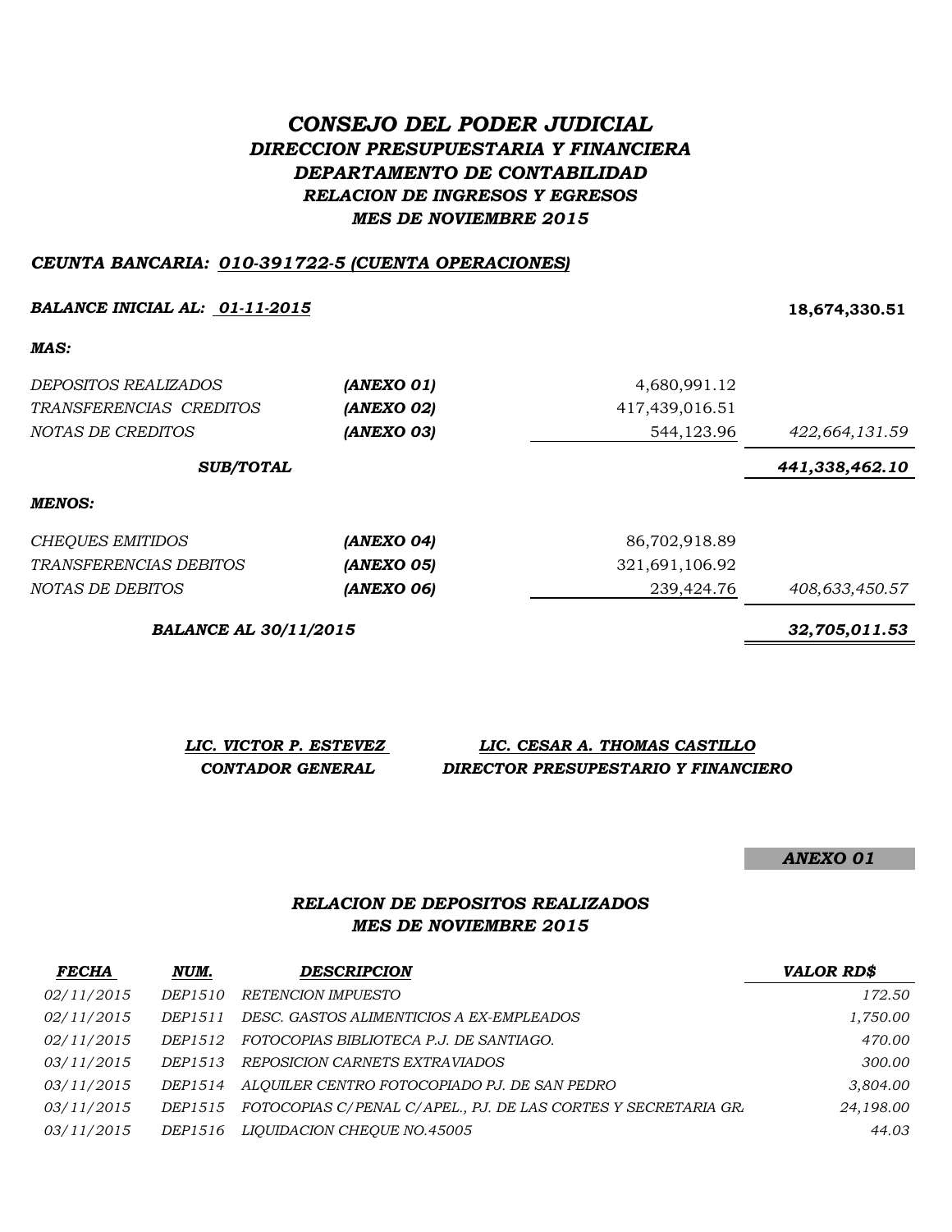# *CONSEJO DEL PODER JUDICIAL*

## *DIRECCION PRESUPUESTARIA Y FINANCIERA*

## *DEPARTAMENTO DE CONTABILIDAD*

### *RELACION DE INGRESOS Y EGRESOS*

### *MES DE NOVIEMBRE 2015*

***CEUNTA BANCARIA: 010-391722-5 (CUENTA OPERACIONES)***

| | | | |
|---|---|---|---|
| ***BALANCE INICIAL AL: 01-11-2015*** | | | **18,674,330.51** |
| ***MAS:*** | | | |
| *DEPOSITOS REALIZADOS* | ***(ANEXO 01)*** | 4,680,991.12 | |
| *TRANSFERENCIAS CREDITOS* | ***(ANEXO 02)*** | 417,439,016.51 | |
| *NOTAS DE CREDITOS* | ***(ANEXO 03)*** | 544,123.96 | *422,664,131.59* |
| ***SUB/TOTAL*** | | | ***441,338,462.10*** |
| ***MENOS:*** | | | |
| *CHEQUES EMITIDOS* | ***(ANEXO 04)*** | 86,702,918.89 | |
| *TRANSFERENCIAS DEBITOS* | ***(ANEXO 05)*** | 321,691,106.92 | |
| *NOTAS DE DEBITOS* | ***(ANEXO 06)*** | 239,424.76 | *408,633,450.57* |
| ***BALANCE AL 30/11/2015*** | | | ***32,705,011.53*** |

| ***LIC. VICTOR P. ESTEVEZ*** | ***LIC. CESAR A. THOMAS CASTILLO*** |
|---|---|
| ***CONTADOR GENERAL*** | ***DIRECTOR PRESUPESTARIO Y FINANCIERO*** |

***ANEXO 01***

### *RELACION DE DEPOSITOS REALIZADOS*
### *MES DE NOVIEMBRE 2015*

| ***FECHA*** | ***NUM.*** | ***DESCRIPCION*** | ***VALOR RD$*** |
|---|---|---|---|
| *02/11/2015* | *DEP1510* | *RETENCION IMPUESTO* | *172.50* |
| *02/11/2015* | *DEP1511* | *DESC. GASTOS ALIMENTICIOS A EX-EMPLEADOS* | *1,750.00* |
| *02/11/2015* | *DEP1512* | *FOTOCOPIAS BIBLIOTECA P.J. DE SANTIAGO.* | *470.00* |
| *03/11/2015* | *DEP1513* | *REPOSICION CARNETS EXTRAVIADOS* | *300.00* |
| *03/11/2015* | *DEP1514* | *ALQUILER CENTRO FOTOCOPIADO PJ. DE SAN PEDRO* | *3,804.00* |
| *03/11/2015* | *DEP1515* | *FOTOCOPIAS C/PENAL C/APEL., PJ. DE LAS CORTES Y SECRETARIA GR.* | *24,198.00* |
| *03/11/2015* | *DEP1516* | *LIQUIDACION CHEQUE NO.45005* | *44.03* |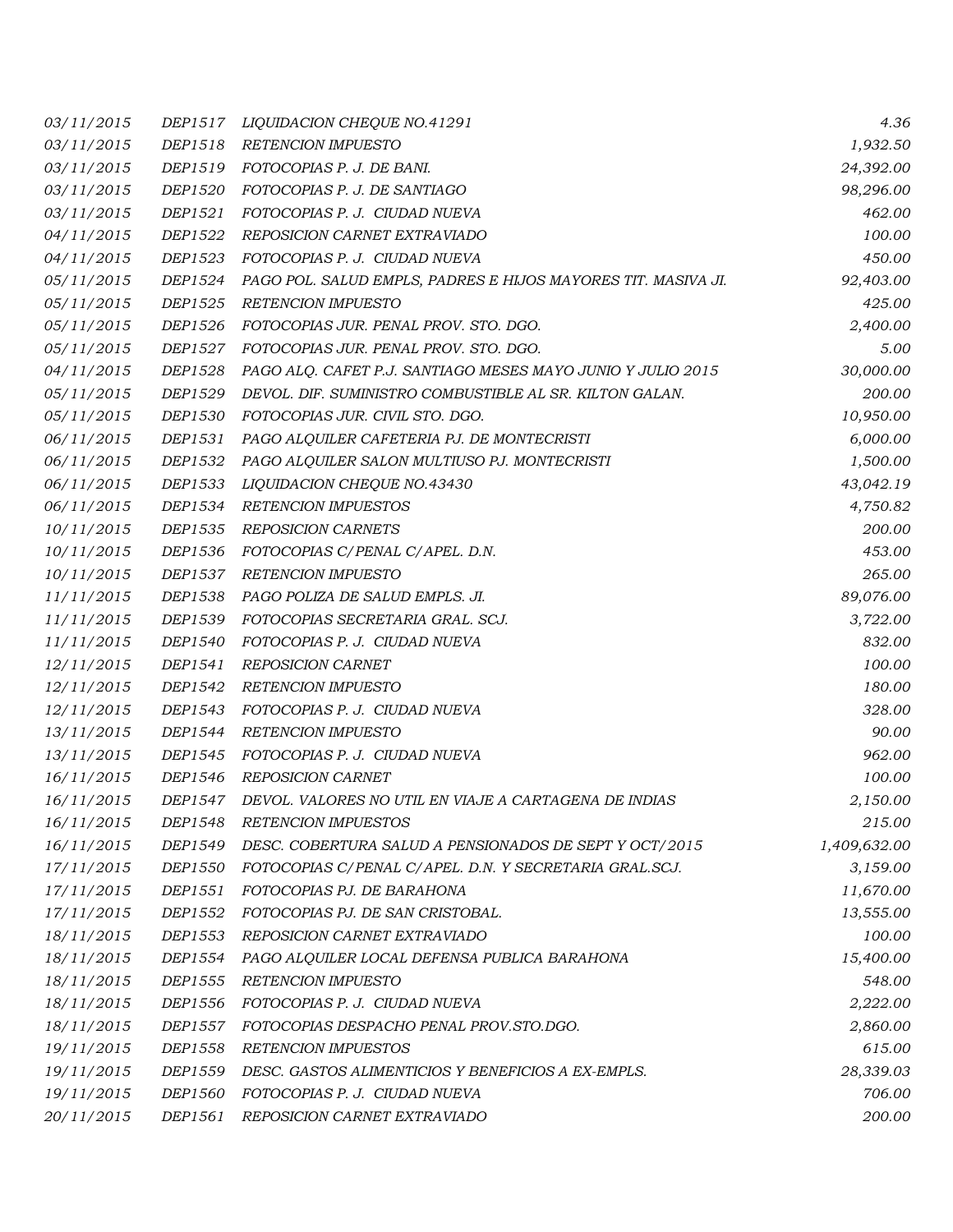| | | | |
|---|---|---|---|
| 03/11/2015 | DEP1517 | LIQUIDACION CHEQUE NO.41291 | 4.36 |
| 03/11/2015 | DEP1518 | RETENCION IMPUESTO | 1,932.50 |
| 03/11/2015 | DEP1519 | FOTOCOPIAS P. J. DE BANI. | 24,392.00 |
| 03/11/2015 | DEP1520 | FOTOCOPIAS P. J. DE SANTIAGO | 98,296.00 |
| 03/11/2015 | DEP1521 | FOTOCOPIAS P. J. CIUDAD NUEVA | 462.00 |
| 04/11/2015 | DEP1522 | REPOSICION CARNET EXTRAVIADO | 100.00 |
| 04/11/2015 | DEP1523 | FOTOCOPIAS P. J. CIUDAD NUEVA | 450.00 |
| 05/11/2015 | DEP1524 | PAGO POL. SALUD EMPLS, PADRES E HIJOS MAYORES TIT. MASIVA JI. | 92,403.00 |
| 05/11/2015 | DEP1525 | RETENCION IMPUESTO | 425.00 |
| 05/11/2015 | DEP1526 | FOTOCOPIAS JUR. PENAL PROV. STO. DGO. | 2,400.00 |
| 05/11/2015 | DEP1527 | FOTOCOPIAS JUR. PENAL PROV. STO. DGO. | 5.00 |
| 04/11/2015 | DEP1528 | PAGO ALQ. CAFET P.J. SANTIAGO MESES MAYO JUNIO Y JULIO 2015 | 30,000.00 |
| 05/11/2015 | DEP1529 | DEVOL. DIF. SUMINISTRO COMBUSTIBLE AL SR. KILTON GALAN. | 200.00 |
| 05/11/2015 | DEP1530 | FOTOCOPIAS JUR. CIVIL STO. DGO. | 10,950.00 |
| 06/11/2015 | DEP1531 | PAGO ALQUILER CAFETERIA PJ. DE MONTECRISTI | 6,000.00 |
| 06/11/2015 | DEP1532 | PAGO ALQUILER SALON MULTIUSO PJ. MONTECRISTI | 1,500.00 |
| 06/11/2015 | DEP1533 | LIQUIDACION CHEQUE NO.43430 | 43,042.19 |
| 06/11/2015 | DEP1534 | RETENCION IMPUESTOS | 4,750.82 |
| 10/11/2015 | DEP1535 | REPOSICION CARNETS | 200.00 |
| 10/11/2015 | DEP1536 | FOTOCOPIAS C/PENAL C/APEL. D.N. | 453.00 |
| 10/11/2015 | DEP1537 | RETENCION IMPUESTO | 265.00 |
| 11/11/2015 | DEP1538 | PAGO POLIZA DE SALUD EMPLS. JI. | 89,076.00 |
| 11/11/2015 | DEP1539 | FOTOCOPIAS SECRETARIA GRAL. SCJ. | 3,722.00 |
| 11/11/2015 | DEP1540 | FOTOCOPIAS P. J. CIUDAD NUEVA | 832.00 |
| 12/11/2015 | DEP1541 | REPOSICION CARNET | 100.00 |
| 12/11/2015 | DEP1542 | RETENCION IMPUESTO | 180.00 |
| 12/11/2015 | DEP1543 | FOTOCOPIAS P. J. CIUDAD NUEVA | 328.00 |
| 13/11/2015 | DEP1544 | RETENCION IMPUESTO | 90.00 |
| 13/11/2015 | DEP1545 | FOTOCOPIAS P. J. CIUDAD NUEVA | 962.00 |
| 16/11/2015 | DEP1546 | REPOSICION CARNET | 100.00 |
| 16/11/2015 | DEP1547 | DEVOL. VALORES NO UTIL EN VIAJE A CARTAGENA DE INDIAS | 2,150.00 |
| 16/11/2015 | DEP1548 | RETENCION IMPUESTOS | 215.00 |
| 16/11/2015 | DEP1549 | DESC. COBERTURA SALUD A PENSIONADOS DE SEPT Y OCT/2015 | 1,409,632.00 |
| 17/11/2015 | DEP1550 | FOTOCOPIAS C/PENAL C/APEL. D.N. Y SECRETARIA GRAL.SCJ. | 3,159.00 |
| 17/11/2015 | DEP1551 | FOTOCOPIAS PJ. DE BARAHONA | 11,670.00 |
| 17/11/2015 | DEP1552 | FOTOCOPIAS PJ. DE SAN CRISTOBAL. | 13,555.00 |
| 18/11/2015 | DEP1553 | REPOSICION CARNET EXTRAVIADO | 100.00 |
| 18/11/2015 | DEP1554 | PAGO ALQUILER LOCAL DEFENSA PUBLICA BARAHONA | 15,400.00 |
| 18/11/2015 | DEP1555 | RETENCION IMPUESTO | 548.00 |
| 18/11/2015 | DEP1556 | FOTOCOPIAS P. J. CIUDAD NUEVA | 2,222.00 |
| 18/11/2015 | DEP1557 | FOTOCOPIAS DESPACHO PENAL PROV.STO.DGO. | 2,860.00 |
| 19/11/2015 | DEP1558 | RETENCION IMPUESTOS | 615.00 |
| 19/11/2015 | DEP1559 | DESC. GASTOS ALIMENTICIOS Y BENEFICIOS A EX-EMPLS. | 28,339.03 |
| 19/11/2015 | DEP1560 | FOTOCOPIAS P. J. CIUDAD NUEVA | 706.00 |
| 20/11/2015 | DEP1561 | REPOSICION CARNET EXTRAVIADO | 200.00 |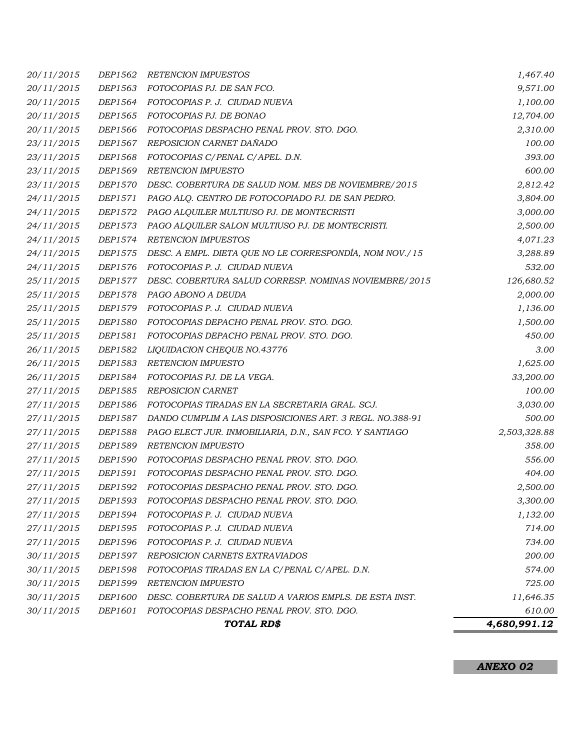| | | | |
|---|---|---|---|
| *20/11/2015* | *DEP1562* | *RETENCION IMPUESTOS* | *1,467.40* |
| *20/11/2015* | *DEP1563* | *FOTOCOPIAS PJ. DE SAN FCO.* | *9,571.00* |
| *20/11/2015* | *DEP1564* | *FOTOCOPIAS P. J. CIUDAD NUEVA* | *1,100.00* |
| *20/11/2015* | *DEP1565* | *FOTOCOPIAS PJ. DE BONAO* | *12,704.00* |
| *20/11/2015* | *DEP1566* | *FOTOCOPIAS DESPACHO PENAL PROV. STO. DGO.* | *2,310.00* |
| *23/11/2015* | *DEP1567* | *REPOSICION CARNET DAÑADO* | *100.00* |
| *23/11/2015* | *DEP1568* | *FOTOCOPIAS C/PENAL C/APEL. D.N.* | *393.00* |
| *23/11/2015* | *DEP1569* | *RETENCION IMPUESTO* | *600.00* |
| *23/11/2015* | *DEP1570* | *DESC. COBERTURA DE SALUD NOM. MES DE NOVIEMBRE/2015* | *2,812.42* |
| *24/11/2015* | *DEP1571* | *PAGO ALQ. CENTRO DE FOTOCOPIADO PJ. DE SAN PEDRO.* | *3,804.00* |
| *24/11/2015* | *DEP1572* | *PAGO ALQUILER MULTIUSO PJ. DE MONTECRISTI* | *3,000.00* |
| *24/11/2015* | *DEP1573* | *PAGO ALQUILER SALON MULTIUSO PJ. DE MONTECRISTI.* | *2,500.00* |
| *24/11/2015* | *DEP1574* | *RETENCION IMPUESTOS* | *4,071.23* |
| *24/11/2015* | *DEP1575* | *DESC. A EMPL. DIETA QUE NO LE CORRESPONDÍA, NOM NOV./15* | *3,288.89* |
| *24/11/2015* | *DEP1576* | *FOTOCOPIAS P. J. CIUDAD NUEVA* | *532.00* |
| *25/11/2015* | *DEP1577* | *DESC. COBERTURA SALUD CORRESP. NOMINAS NOVIEMBRE/2015* | *126,680.52* |
| *25/11/2015* | *DEP1578* | *PAGO ABONO A DEUDA* | *2,000.00* |
| *25/11/2015* | *DEP1579* | *FOTOCOPIAS P. J. CIUDAD NUEVA* | *1,136.00* |
| *25/11/2015* | *DEP1580* | *FOTOCOPIAS DEPACHO PENAL PROV. STO. DGO.* | *1,500.00* |
| *25/11/2015* | *DEP1581* | *FOTOCOPIAS DEPACHO PENAL PROV. STO. DGO.* | *450.00* |
| *26/11/2015* | *DEP1582* | *LIQUIDACION CHEQUE NO.43776* | *3.00* |
| *26/11/2015* | *DEP1583* | *RETENCION IMPUESTO* | *1,625.00* |
| *26/11/2015* | *DEP1584* | *FOTOCOPIAS PJ. DE LA VEGA.* | *33,200.00* |
| *27/11/2015* | *DEP1585* | *REPOSICION CARNET* | *100.00* |
| *27/11/2015* | *DEP1586* | *FOTOCOPIAS TIRADAS EN LA SECRETARIA GRAL. SCJ.* | *3,030.00* |
| *27/11/2015* | *DEP1587* | *DANDO CUMPLIM A LAS DISPOSICIONES ART. 3 REGL. NO.388-91* | *500.00* |
| *27/11/2015* | *DEP1588* | *PAGO ELECT JUR. INMOBILIARIA, D.N., SAN FCO. Y SANTIAGO* | *2,503,328.88* |
| *27/11/2015* | *DEP1589* | *RETENCION IMPUESTO* | *358.00* |
| *27/11/2015* | *DEP1590* | *FOTOCOPIAS DESPACHO PENAL PROV. STO. DGO.* | *556.00* |
| *27/11/2015* | *DEP1591* | *FOTOCOPIAS DESPACHO PENAL PROV. STO. DGO.* | *404.00* |
| *27/11/2015* | *DEP1592* | *FOTOCOPIAS DESPACHO PENAL PROV. STO. DGO.* | *2,500.00* |
| *27/11/2015* | *DEP1593* | *FOTOCOPIAS DESPACHO PENAL PROV. STO. DGO.* | *3,300.00* |
| *27/11/2015* | *DEP1594* | *FOTOCOPIAS P. J. CIUDAD NUEVA* | *1,132.00* |
| *27/11/2015* | *DEP1595* | *FOTOCOPIAS P. J. CIUDAD NUEVA* | *714.00* |
| *27/11/2015* | *DEP1596* | *FOTOCOPIAS P. J. CIUDAD NUEVA* | *734.00* |
| *30/11/2015* | *DEP1597* | *REPOSICION CARNETS EXTRAVIADOS* | *200.00* |
| *30/11/2015* | *DEP1598* | *FOTOCOPIAS TIRADAS EN LA C/PENAL C/APEL. D.N.* | *574.00* |
| *30/11/2015* | *DEP1599* | *RETENCION IMPUESTO* | *725.00* |
| *30/11/2015* | *DEP1600* | *DESC. COBERTURA DE SALUD A VARIOS EMPLS. DE ESTA INST.* | *11,646.35* |
| *30/11/2015* | *DEP1601* | *FOTOCOPIAS DESPACHO PENAL PROV. STO. DGO.* | *610.00* |
| | | ***TOTAL RD$*** | ***4,680,991.12*** |

***ANEXO 02***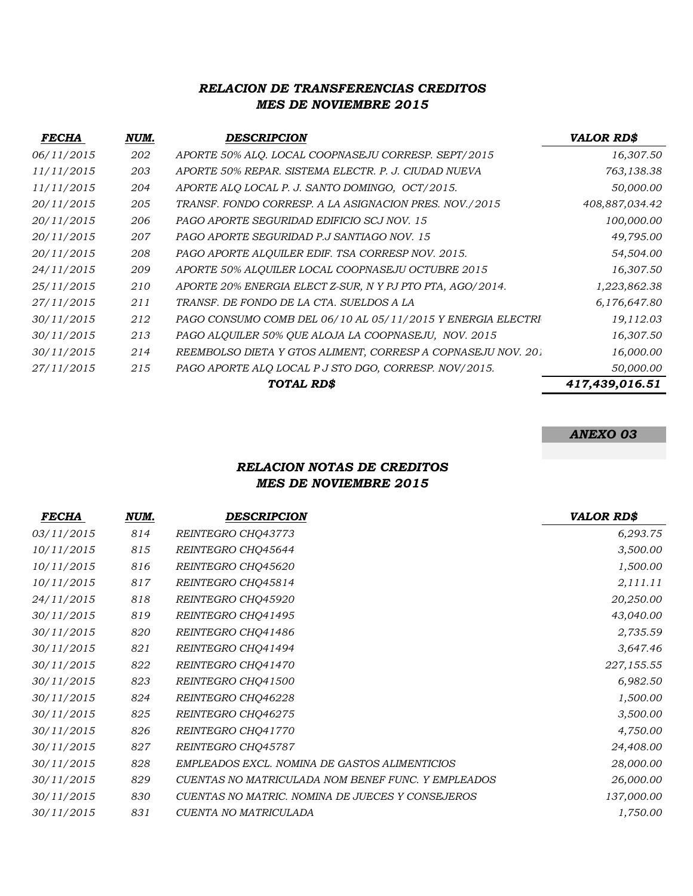### *RELACION DE TRANSFERENCIAS CREDITOS*
### *MES DE NOVIEMBRE 2015*

| FECHA | NUM. | DESCRIPCION | VALOR RD$ |
|---|---|---|---|
| 06/11/2015 | 202 | APORTE 50% ALQ. LOCAL COOPNASEJU CORRESP. SEPT/2015 | 16,307.50 |
| 11/11/2015 | 203 | APORTE 50% REPAR. SISTEMA ELECTR. P. J. CIUDAD NUEVA | 763,138.38 |
| 11/11/2015 | 204 | APORTE ALQ LOCAL P. J. SANTO DOMINGO, OCT/2015. | 50,000.00 |
| 20/11/2015 | 205 | TRANSF. FONDO CORRESP. A LA ASIGNACION PRES. NOV./2015 | 408,887,034.42 |
| 20/11/2015 | 206 | PAGO APORTE SEGURIDAD EDIFICIO SCJ NOV. 15 | 100,000.00 |
| 20/11/2015 | 207 | PAGO APORTE SEGURIDAD P.J SANTIAGO NOV. 15 | 49,795.00 |
| 20/11/2015 | 208 | PAGO APORTE ALQUILER EDIF. TSA CORRESP NOV. 2015. | 54,504.00 |
| 24/11/2015 | 209 | APORTE 50% ALQUILER LOCAL COOPNASEJU OCTUBRE 2015 | 16,307.50 |
| 25/11/2015 | 210 | APORTE 20% ENERGIA ELECT Z-SUR, N Y PJ PTO PTA, AGO/2014. | 1,223,862.38 |
| 27/11/2015 | 211 | TRANSF. DE FONDO DE LA CTA. SUELDOS A LA | 6,176,647.80 |
| 30/11/2015 | 212 | PAGO CONSUMO COMB DEL 06/10 AL 05/11/2015 Y ENERGIA ELECTRI | 19,112.03 |
| 30/11/2015 | 213 | PAGO ALQUILER 50% QUE ALOJA LA COOPNASEJU, NOV. 2015 | 16,307.50 |
| 30/11/2015 | 214 | REEMBOLSO DIETA Y GTOS ALIMENT, CORRESP A COPNASEJU NOV. 201 | 16,000.00 |
| 27/11/2015 | 215 | PAGO APORTE ALQ LOCAL P J STO DGO, CORRESP. NOV/2015. | 50,000.00 |
| | | **TOTAL RD$** | **417,439,016.51** |

***ANEXO 03***

### *RELACION NOTAS DE CREDITOS*
### *MES DE NOVIEMBRE 2015*

| FECHA | NUM. | DESCRIPCION | VALOR RD$ |
|---|---|---|---|
| 03/11/2015 | 814 | REINTEGRO CHQ43773 | 6,293.75 |
| 10/11/2015 | 815 | REINTEGRO CHQ45644 | 3,500.00 |
| 10/11/2015 | 816 | REINTEGRO CHQ45620 | 1,500.00 |
| 10/11/2015 | 817 | REINTEGRO CHQ45814 | 2,111.11 |
| 24/11/2015 | 818 | REINTEGRO CHQ45920 | 20,250.00 |
| 30/11/2015 | 819 | REINTEGRO CHQ41495 | 43,040.00 |
| 30/11/2015 | 820 | REINTEGRO CHQ41486 | 2,735.59 |
| 30/11/2015 | 821 | REINTEGRO CHQ41494 | 3,647.46 |
| 30/11/2015 | 822 | REINTEGRO CHQ41470 | 227,155.55 |
| 30/11/2015 | 823 | REINTEGRO CHQ41500 | 6,982.50 |
| 30/11/2015 | 824 | REINTEGRO CHQ46228 | 1,500.00 |
| 30/11/2015 | 825 | REINTEGRO CHQ46275 | 3,500.00 |
| 30/11/2015 | 826 | REINTEGRO CHQ41770 | 4,750.00 |
| 30/11/2015 | 827 | REINTEGRO CHQ45787 | 24,408.00 |
| 30/11/2015 | 828 | EMPLEADOS EXCL. NOMINA DE GASTOS ALIMENTICIOS | 28,000.00 |
| 30/11/2015 | 829 | CUENTAS NO MATRICULADA NOM BENEF FUNC. Y EMPLEADOS | 26,000.00 |
| 30/11/2015 | 830 | CUENTAS NO MATRIC. NOMINA DE JUECES Y CONSEJEROS | 137,000.00 |
| 30/11/2015 | 831 | CUENTA NO MATRICULADA | 1,750.00 |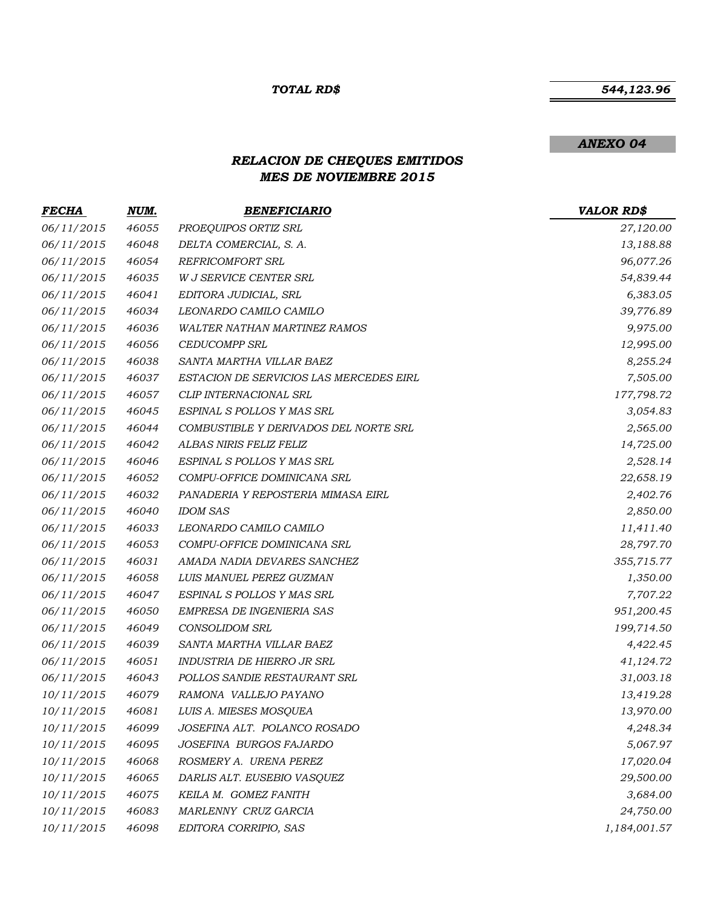***TOTAL RD$*** ***544,123.96***

***ANEXO 04***

## *RELACION DE CHEQUES EMITIDOS*
## *MES DE NOVIEMBRE 2015*

| *FECHA* | *NUM.* | *BENEFICIARIO* | *VALOR RD$* |
|---|---|---|---|
| 06/11/2015 | 46055 | PROEQUIPOS ORTIZ SRL | 27,120.00 |
| 06/11/2015 | 46048 | DELTA COMERCIAL, S. A. | 13,188.88 |
| 06/11/2015 | 46054 | REFRICOMFORT SRL | 96,077.26 |
| 06/11/2015 | 46035 | W J SERVICE CENTER SRL | 54,839.44 |
| 06/11/2015 | 46041 | EDITORA JUDICIAL, SRL | 6,383.05 |
| 06/11/2015 | 46034 | LEONARDO CAMILO CAMILO | 39,776.89 |
| 06/11/2015 | 46036 | WALTER NATHAN MARTINEZ RAMOS | 9,975.00 |
| 06/11/2015 | 46056 | CEDUCOMPP SRL | 12,995.00 |
| 06/11/2015 | 46038 | SANTA MARTHA VILLAR BAEZ | 8,255.24 |
| 06/11/2015 | 46037 | ESTACION DE SERVICIOS LAS MERCEDES EIRL | 7,505.00 |
| 06/11/2015 | 46057 | CLIP INTERNACIONAL SRL | 177,798.72 |
| 06/11/2015 | 46045 | ESPINAL S POLLOS Y MAS SRL | 3,054.83 |
| 06/11/2015 | 46044 | COMBUSTIBLE Y DERIVADOS DEL NORTE SRL | 2,565.00 |
| 06/11/2015 | 46042 | ALBAS NIRIS FELIZ FELIZ | 14,725.00 |
| 06/11/2015 | 46046 | ESPINAL S POLLOS Y MAS SRL | 2,528.14 |
| 06/11/2015 | 46052 | COMPU-OFFICE DOMINICANA SRL | 22,658.19 |
| 06/11/2015 | 46032 | PANADERIA Y REPOSTERIA MIMASA EIRL | 2,402.76 |
| 06/11/2015 | 46040 | IDOM SAS | 2,850.00 |
| 06/11/2015 | 46033 | LEONARDO CAMILO CAMILO | 11,411.40 |
| 06/11/2015 | 46053 | COMPU-OFFICE DOMINICANA SRL | 28,797.70 |
| 06/11/2015 | 46031 | AMADA NADIA DEVARES SANCHEZ | 355,715.77 |
| 06/11/2015 | 46058 | LUIS MANUEL PEREZ GUZMAN | 1,350.00 |
| 06/11/2015 | 46047 | ESPINAL S POLLOS Y MAS SRL | 7,707.22 |
| 06/11/2015 | 46050 | EMPRESA DE INGENIERIA SAS | 951,200.45 |
| 06/11/2015 | 46049 | CONSOLIDOM SRL | 199,714.50 |
| 06/11/2015 | 46039 | SANTA MARTHA VILLAR BAEZ | 4,422.45 |
| 06/11/2015 | 46051 | INDUSTRIA DE HIERRO JR SRL | 41,124.72 |
| 06/11/2015 | 46043 | POLLOS SANDIE RESTAURANT SRL | 31,003.18 |
| 10/11/2015 | 46079 | RAMONA VALLEJO PAYANO | 13,419.28 |
| 10/11/2015 | 46081 | LUIS A. MIESES MOSQUEA | 13,970.00 |
| 10/11/2015 | 46099 | JOSEFINA ALT. POLANCO ROSADO | 4,248.34 |
| 10/11/2015 | 46095 | JOSEFINA BURGOS FAJARDO | 5,067.97 |
| 10/11/2015 | 46068 | ROSMERY A. URENA PEREZ | 17,020.04 |
| 10/11/2015 | 46065 | DARLIS ALT. EUSEBIO VASQUEZ | 29,500.00 |
| 10/11/2015 | 46075 | KEILA M. GOMEZ FANITH | 3,684.00 |
| 10/11/2015 | 46083 | MARLENNY CRUZ GARCIA | 24,750.00 |
| 10/11/2015 | 46098 | EDITORA CORRIPIO, SAS | 1,184,001.57 |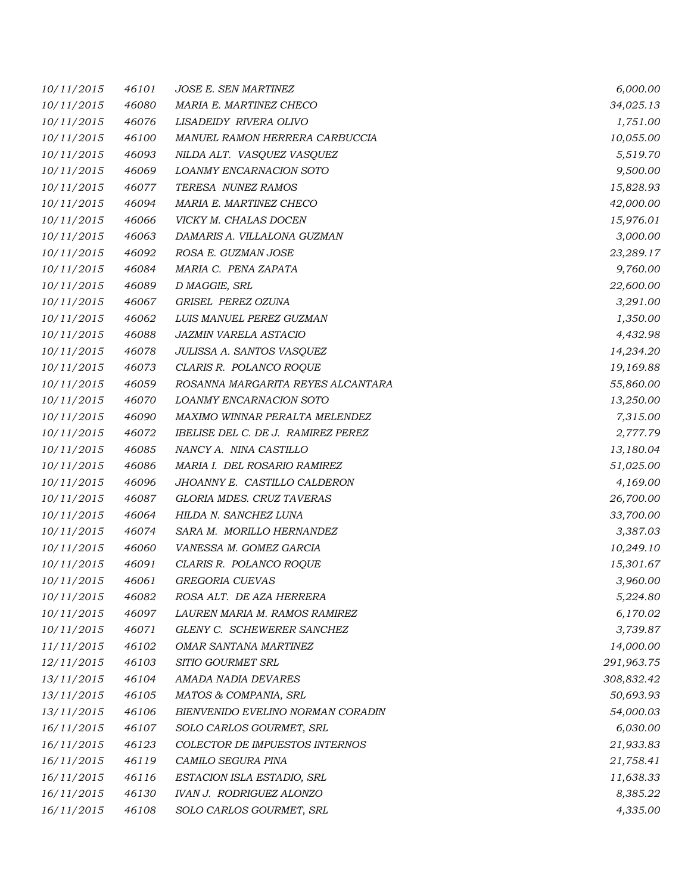| | | | |
|---|---|---|---|
| 10/11/2015 | 46101 | JOSE E. SEN MARTINEZ | 6,000.00 |
| 10/11/2015 | 46080 | MARIA E. MARTINEZ CHECO | 34,025.13 |
| 10/11/2015 | 46076 | LISADEIDY RIVERA OLIVO | 1,751.00 |
| 10/11/2015 | 46100 | MANUEL RAMON HERRERA CARBUCCIA | 10,055.00 |
| 10/11/2015 | 46093 | NILDA ALT. VASQUEZ VASQUEZ | 5,519.70 |
| 10/11/2015 | 46069 | LOANMY ENCARNACION SOTO | 9,500.00 |
| 10/11/2015 | 46077 | TERESA NUNEZ RAMOS | 15,828.93 |
| 10/11/2015 | 46094 | MARIA E. MARTINEZ CHECO | 42,000.00 |
| 10/11/2015 | 46066 | VICKY M. CHALAS DOCEN | 15,976.01 |
| 10/11/2015 | 46063 | DAMARIS A. VILLALONA GUZMAN | 3,000.00 |
| 10/11/2015 | 46092 | ROSA E. GUZMAN JOSE | 23,289.17 |
| 10/11/2015 | 46084 | MARIA C. PENA ZAPATA | 9,760.00 |
| 10/11/2015 | 46089 | D MAGGIE, SRL | 22,600.00 |
| 10/11/2015 | 46067 | GRISEL PEREZ OZUNA | 3,291.00 |
| 10/11/2015 | 46062 | LUIS MANUEL PEREZ GUZMAN | 1,350.00 |
| 10/11/2015 | 46088 | JAZMIN VARELA ASTACIO | 4,432.98 |
| 10/11/2015 | 46078 | JULISSA A. SANTOS VASQUEZ | 14,234.20 |
| 10/11/2015 | 46073 | CLARIS R. POLANCO ROQUE | 19,169.88 |
| 10/11/2015 | 46059 | ROSANNA MARGARITA REYES ALCANTARA | 55,860.00 |
| 10/11/2015 | 46070 | LOANMY ENCARNACION SOTO | 13,250.00 |
| 10/11/2015 | 46090 | MAXIMO WINNAR PERALTA MELENDEZ | 7,315.00 |
| 10/11/2015 | 46072 | IBELISE DEL C. DE J. RAMIREZ PEREZ | 2,777.79 |
| 10/11/2015 | 46085 | NANCY A. NINA CASTILLO | 13,180.04 |
| 10/11/2015 | 46086 | MARIA I. DEL ROSARIO RAMIREZ | 51,025.00 |
| 10/11/2015 | 46096 | JHOANNY E. CASTILLO CALDERON | 4,169.00 |
| 10/11/2015 | 46087 | GLORIA MDES. CRUZ TAVERAS | 26,700.00 |
| 10/11/2015 | 46064 | HILDA N. SANCHEZ LUNA | 33,700.00 |
| 10/11/2015 | 46074 | SARA M. MORILLO HERNANDEZ | 3,387.03 |
| 10/11/2015 | 46060 | VANESSA M. GOMEZ GARCIA | 10,249.10 |
| 10/11/2015 | 46091 | CLARIS R. POLANCO ROQUE | 15,301.67 |
| 10/11/2015 | 46061 | GREGORIA CUEVAS | 3,960.00 |
| 10/11/2015 | 46082 | ROSA ALT. DE AZA HERRERA | 5,224.80 |
| 10/11/2015 | 46097 | LAUREN MARIA M. RAMOS RAMIREZ | 6,170.02 |
| 10/11/2015 | 46071 | GLENY C. SCHEWERER SANCHEZ | 3,739.87 |
| 11/11/2015 | 46102 | OMAR SANTANA MARTINEZ | 14,000.00 |
| 12/11/2015 | 46103 | SITIO GOURMET SRL | 291,963.75 |
| 13/11/2015 | 46104 | AMADA NADIA DEVARES | 308,832.42 |
| 13/11/2015 | 46105 | MATOS & COMPANIA, SRL | 50,693.93 |
| 13/11/2015 | 46106 | BIENVENIDO EVELINO NORMAN CORADIN | 54,000.03 |
| 16/11/2015 | 46107 | SOLO CARLOS GOURMET, SRL | 6,030.00 |
| 16/11/2015 | 46123 | COLECTOR DE IMPUESTOS INTERNOS | 21,933.83 |
| 16/11/2015 | 46119 | CAMILO SEGURA PINA | 21,758.41 |
| 16/11/2015 | 46116 | ESTACION ISLA ESTADIO, SRL | 11,638.33 |
| 16/11/2015 | 46130 | IVAN J. RODRIGUEZ ALONZO | 8,385.22 |
| 16/11/2015 | 46108 | SOLO CARLOS GOURMET, SRL | 4,335.00 |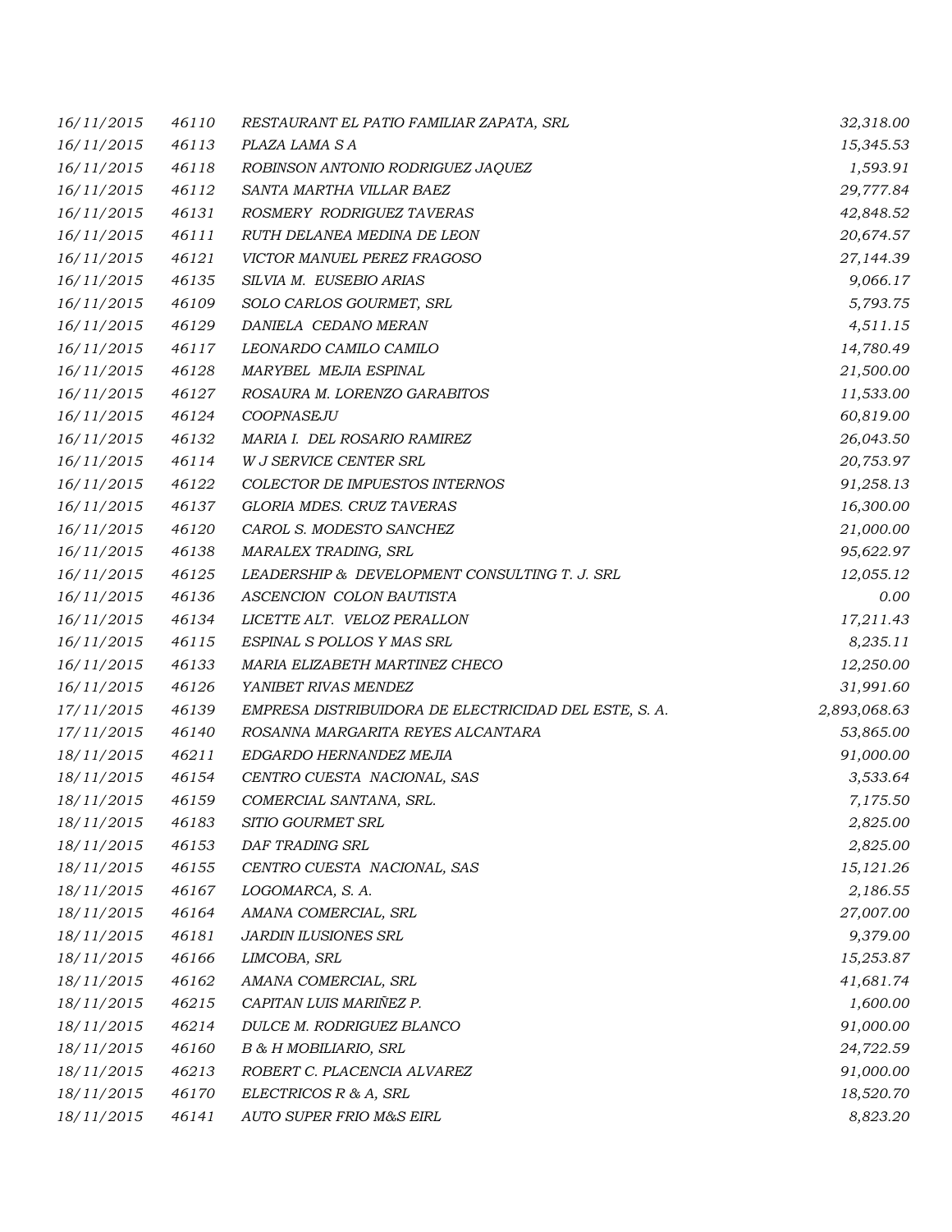| | | | |
|---|---|---|---|
| 16/11/2015 | 46110 | RESTAURANT EL PATIO FAMILIAR ZAPATA, SRL | 32,318.00 |
| 16/11/2015 | 46113 | PLAZA LAMA S A | 15,345.53 |
| 16/11/2015 | 46118 | ROBINSON ANTONIO RODRIGUEZ JAQUEZ | 1,593.91 |
| 16/11/2015 | 46112 | SANTA MARTHA VILLAR BAEZ | 29,777.84 |
| 16/11/2015 | 46131 | ROSMERY RODRIGUEZ TAVERAS | 42,848.52 |
| 16/11/2015 | 46111 | RUTH DELANEA MEDINA DE LEON | 20,674.57 |
| 16/11/2015 | 46121 | VICTOR MANUEL PEREZ FRAGOSO | 27,144.39 |
| 16/11/2015 | 46135 | SILVIA M. EUSEBIO ARIAS | 9,066.17 |
| 16/11/2015 | 46109 | SOLO CARLOS GOURMET, SRL | 5,793.75 |
| 16/11/2015 | 46129 | DANIELA CEDANO MERAN | 4,511.15 |
| 16/11/2015 | 46117 | LEONARDO CAMILO CAMILO | 14,780.49 |
| 16/11/2015 | 46128 | MARYBEL MEJIA ESPINAL | 21,500.00 |
| 16/11/2015 | 46127 | ROSAURA M. LORENZO GARABITOS | 11,533.00 |
| 16/11/2015 | 46124 | COOPNASEJU | 60,819.00 |
| 16/11/2015 | 46132 | MARIA I. DEL ROSARIO RAMIREZ | 26,043.50 |
| 16/11/2015 | 46114 | W J SERVICE CENTER SRL | 20,753.97 |
| 16/11/2015 | 46122 | COLECTOR DE IMPUESTOS INTERNOS | 91,258.13 |
| 16/11/2015 | 46137 | GLORIA MDES. CRUZ TAVERAS | 16,300.00 |
| 16/11/2015 | 46120 | CAROL S. MODESTO SANCHEZ | 21,000.00 |
| 16/11/2015 | 46138 | MARALEX TRADING, SRL | 95,622.97 |
| 16/11/2015 | 46125 | LEADERSHIP & DEVELOPMENT CONSULTING T. J. SRL | 12,055.12 |
| 16/11/2015 | 46136 | ASCENCION COLON BAUTISTA | 0.00 |
| 16/11/2015 | 46134 | LICETTE ALT. VELOZ PERALLON | 17,211.43 |
| 16/11/2015 | 46115 | ESPINAL S POLLOS Y MAS SRL | 8,235.11 |
| 16/11/2015 | 46133 | MARIA ELIZABETH MARTINEZ CHECO | 12,250.00 |
| 16/11/2015 | 46126 | YANIBET RIVAS MENDEZ | 31,991.60 |
| 17/11/2015 | 46139 | EMPRESA DISTRIBUIDORA DE ELECTRICIDAD DEL ESTE, S. A. | 2,893,068.63 |
| 17/11/2015 | 46140 | ROSANNA MARGARITA REYES ALCANTARA | 53,865.00 |
| 18/11/2015 | 46211 | EDGARDO HERNANDEZ MEJIA | 91,000.00 |
| 18/11/2015 | 46154 | CENTRO CUESTA NACIONAL, SAS | 3,533.64 |
| 18/11/2015 | 46159 | COMERCIAL SANTANA, SRL. | 7,175.50 |
| 18/11/2015 | 46183 | SITIO GOURMET SRL | 2,825.00 |
| 18/11/2015 | 46153 | DAF TRADING SRL | 2,825.00 |
| 18/11/2015 | 46155 | CENTRO CUESTA NACIONAL, SAS | 15,121.26 |
| 18/11/2015 | 46167 | LOGOMARCA, S. A. | 2,186.55 |
| 18/11/2015 | 46164 | AMANA COMERCIAL, SRL | 27,007.00 |
| 18/11/2015 | 46181 | JARDIN ILUSIONES SRL | 9,379.00 |
| 18/11/2015 | 46166 | LIMCOBA, SRL | 15,253.87 |
| 18/11/2015 | 46162 | AMANA COMERCIAL, SRL | 41,681.74 |
| 18/11/2015 | 46215 | CAPITAN LUIS MARIÑEZ P. | 1,600.00 |
| 18/11/2015 | 46214 | DULCE M. RODRIGUEZ BLANCO | 91,000.00 |
| 18/11/2015 | 46160 | B & H MOBILIARIO, SRL | 24,722.59 |
| 18/11/2015 | 46213 | ROBERT C. PLACENCIA ALVAREZ | 91,000.00 |
| 18/11/2015 | 46170 | ELECTRICOS R & A, SRL | 18,520.70 |
| 18/11/2015 | 46141 | AUTO SUPER FRIO M&S EIRL | 8,823.20 |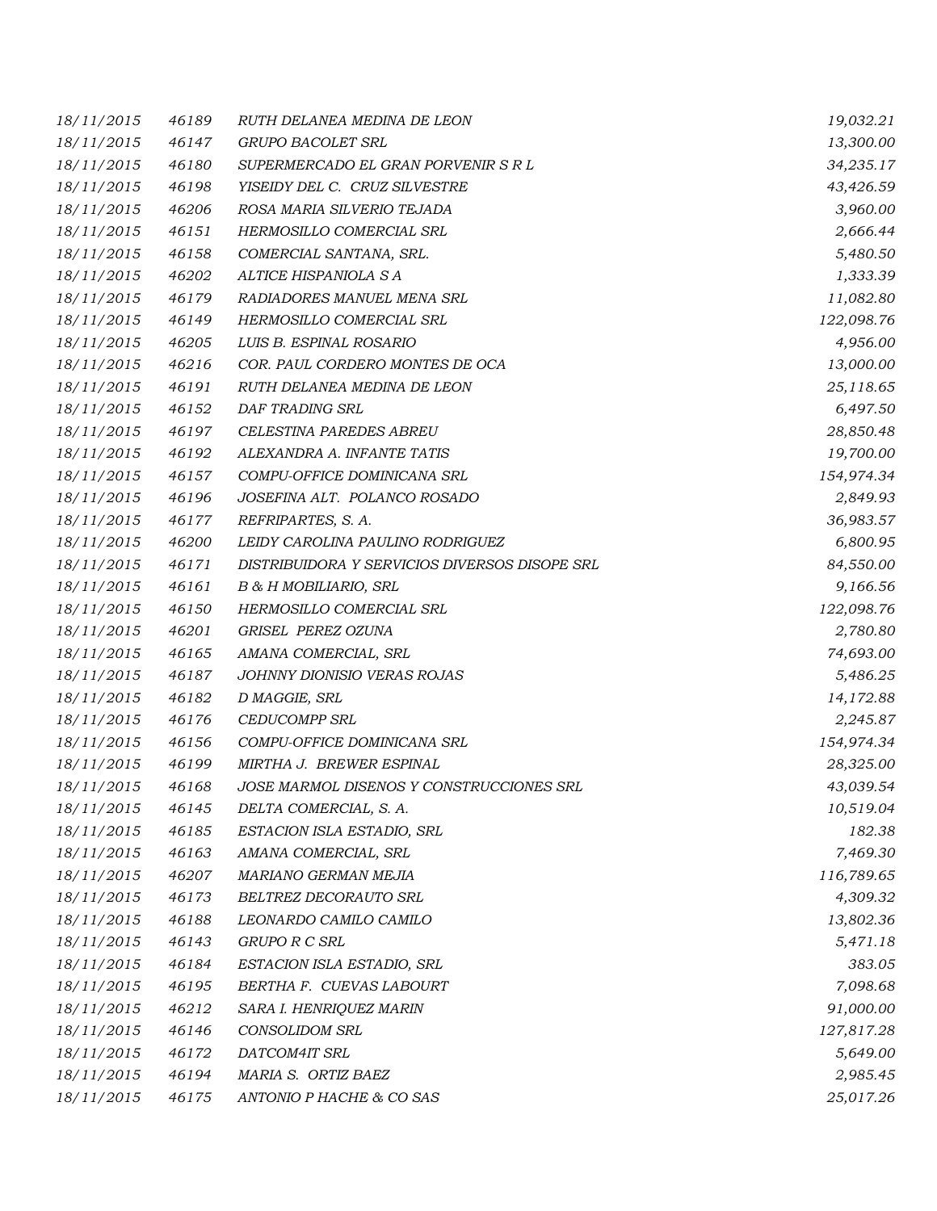| | | | |
|---|---|---|---|
| 18/11/2015 | 46189 | RUTH DELANEA MEDINA DE LEON | 19,032.21 |
| 18/11/2015 | 46147 | GRUPO BACOLET SRL | 13,300.00 |
| 18/11/2015 | 46180 | SUPERMERCADO EL GRAN PORVENIR S R L | 34,235.17 |
| 18/11/2015 | 46198 | YISEIDY DEL C. CRUZ SILVESTRE | 43,426.59 |
| 18/11/2015 | 46206 | ROSA MARIA SILVERIO TEJADA | 3,960.00 |
| 18/11/2015 | 46151 | HERMOSILLO COMERCIAL SRL | 2,666.44 |
| 18/11/2015 | 46158 | COMERCIAL SANTANA, SRL. | 5,480.50 |
| 18/11/2015 | 46202 | ALTICE HISPANIOLA S A | 1,333.39 |
| 18/11/2015 | 46179 | RADIADORES MANUEL MENA SRL | 11,082.80 |
| 18/11/2015 | 46149 | HERMOSILLO COMERCIAL SRL | 122,098.76 |
| 18/11/2015 | 46205 | LUIS B. ESPINAL ROSARIO | 4,956.00 |
| 18/11/2015 | 46216 | COR. PAUL CORDERO MONTES DE OCA | 13,000.00 |
| 18/11/2015 | 46191 | RUTH DELANEA MEDINA DE LEON | 25,118.65 |
| 18/11/2015 | 46152 | DAF TRADING SRL | 6,497.50 |
| 18/11/2015 | 46197 | CELESTINA PAREDES ABREU | 28,850.48 |
| 18/11/2015 | 46192 | ALEXANDRA A. INFANTE TATIS | 19,700.00 |
| 18/11/2015 | 46157 | COMPU-OFFICE DOMINICANA SRL | 154,974.34 |
| 18/11/2015 | 46196 | JOSEFINA ALT. POLANCO ROSADO | 2,849.93 |
| 18/11/2015 | 46177 | REFRIPARTES, S. A. | 36,983.57 |
| 18/11/2015 | 46200 | LEIDY CAROLINA PAULINO RODRIGUEZ | 6,800.95 |
| 18/11/2015 | 46171 | DISTRIBUIDORA Y SERVICIOS DIVERSOS DISOPE SRL | 84,550.00 |
| 18/11/2015 | 46161 | B & H MOBILIARIO, SRL | 9,166.56 |
| 18/11/2015 | 46150 | HERMOSILLO COMERCIAL SRL | 122,098.76 |
| 18/11/2015 | 46201 | GRISEL PEREZ OZUNA | 2,780.80 |
| 18/11/2015 | 46165 | AMANA COMERCIAL, SRL | 74,693.00 |
| 18/11/2015 | 46187 | JOHNNY DIONISIO VERAS ROJAS | 5,486.25 |
| 18/11/2015 | 46182 | D MAGGIE, SRL | 14,172.88 |
| 18/11/2015 | 46176 | CEDUCOMPP SRL | 2,245.87 |
| 18/11/2015 | 46156 | COMPU-OFFICE DOMINICANA SRL | 154,974.34 |
| 18/11/2015 | 46199 | MIRTHA J. BREWER ESPINAL | 28,325.00 |
| 18/11/2015 | 46168 | JOSE MARMOL DISENOS Y CONSTRUCCIONES SRL | 43,039.54 |
| 18/11/2015 | 46145 | DELTA COMERCIAL, S. A. | 10,519.04 |
| 18/11/2015 | 46185 | ESTACION ISLA ESTADIO, SRL | 182.38 |
| 18/11/2015 | 46163 | AMANA COMERCIAL, SRL | 7,469.30 |
| 18/11/2015 | 46207 | MARIANO GERMAN MEJIA | 116,789.65 |
| 18/11/2015 | 46173 | BELTREZ DECORAUTO SRL | 4,309.32 |
| 18/11/2015 | 46188 | LEONARDO CAMILO CAMILO | 13,802.36 |
| 18/11/2015 | 46143 | GRUPO R C SRL | 5,471.18 |
| 18/11/2015 | 46184 | ESTACION ISLA ESTADIO, SRL | 383.05 |
| 18/11/2015 | 46195 | BERTHA F. CUEVAS LABOURT | 7,098.68 |
| 18/11/2015 | 46212 | SARA I. HENRIQUEZ MARIN | 91,000.00 |
| 18/11/2015 | 46146 | CONSOLIDOM SRL | 127,817.28 |
| 18/11/2015 | 46172 | DATCOM4IT SRL | 5,649.00 |
| 18/11/2015 | 46194 | MARIA S. ORTIZ BAEZ | 2,985.45 |
| 18/11/2015 | 46175 | ANTONIO P HACHE & CO SAS | 25,017.26 |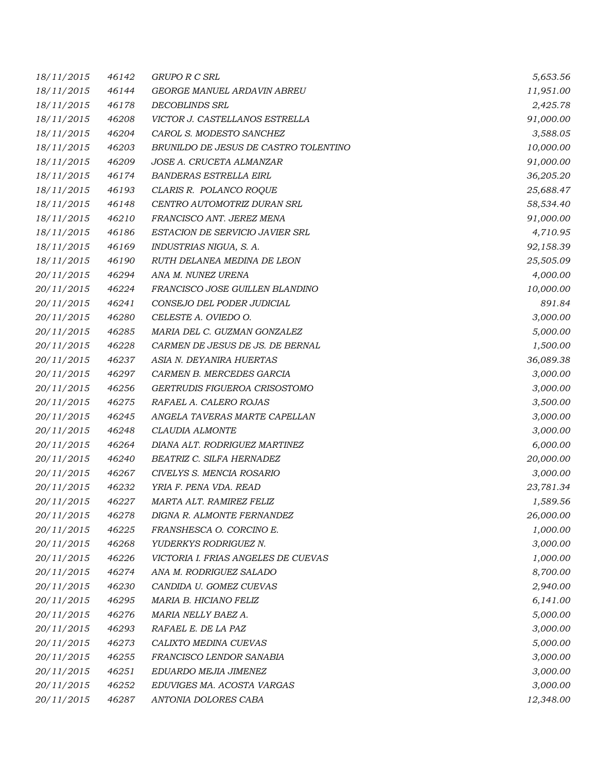| | | | |
|---|---|---|---|
| 18/11/2015 | 46142 | GRUPO R C SRL | 5,653.56 |
| 18/11/2015 | 46144 | GEORGE MANUEL ARDAVIN ABREU | 11,951.00 |
| 18/11/2015 | 46178 | DECOBLINDS SRL | 2,425.78 |
| 18/11/2015 | 46208 | VICTOR J. CASTELLANOS ESTRELLA | 91,000.00 |
| 18/11/2015 | 46204 | CAROL S. MODESTO SANCHEZ | 3,588.05 |
| 18/11/2015 | 46203 | BRUNILDO DE JESUS DE CASTRO TOLENTINO | 10,000.00 |
| 18/11/2015 | 46209 | JOSE A. CRUCETA ALMANZAR | 91,000.00 |
| 18/11/2015 | 46174 | BANDERAS ESTRELLA EIRL | 36,205.20 |
| 18/11/2015 | 46193 | CLARIS R. POLANCO ROQUE | 25,688.47 |
| 18/11/2015 | 46148 | CENTRO AUTOMOTRIZ DURAN SRL | 58,534.40 |
| 18/11/2015 | 46210 | FRANCISCO ANT. JEREZ MENA | 91,000.00 |
| 18/11/2015 | 46186 | ESTACION DE SERVICIO JAVIER SRL | 4,710.95 |
| 18/11/2015 | 46169 | INDUSTRIAS NIGUA, S. A. | 92,158.39 |
| 18/11/2015 | 46190 | RUTH DELANEA MEDINA DE LEON | 25,505.09 |
| 20/11/2015 | 46294 | ANA M. NUNEZ URENA | 4,000.00 |
| 20/11/2015 | 46224 | FRANCISCO JOSE GUILLEN BLANDINO | 10,000.00 |
| 20/11/2015 | 46241 | CONSEJO DEL PODER JUDICIAL | 891.84 |
| 20/11/2015 | 46280 | CELESTE A. OVIEDO O. | 3,000.00 |
| 20/11/2015 | 46285 | MARIA DEL C. GUZMAN GONZALEZ | 5,000.00 |
| 20/11/2015 | 46228 | CARMEN DE JESUS DE JS. DE BERNAL | 1,500.00 |
| 20/11/2015 | 46237 | ASIA N. DEYANIRA HUERTAS | 36,089.38 |
| 20/11/2015 | 46297 | CARMEN B. MERCEDES GARCIA | 3,000.00 |
| 20/11/2015 | 46256 | GERTRUDIS FIGUEROA CRISOSTOMO | 3,000.00 |
| 20/11/2015 | 46275 | RAFAEL A. CALERO ROJAS | 3,500.00 |
| 20/11/2015 | 46245 | ANGELA TAVERAS MARTE CAPELLAN | 3,000.00 |
| 20/11/2015 | 46248 | CLAUDIA ALMONTE | 3,000.00 |
| 20/11/2015 | 46264 | DIANA ALT. RODRIGUEZ MARTINEZ | 6,000.00 |
| 20/11/2015 | 46240 | BEATRIZ C. SILFA HERNADEZ | 20,000.00 |
| 20/11/2015 | 46267 | CIVELYS S. MENCIA ROSARIO | 3,000.00 |
| 20/11/2015 | 46232 | YRIA F. PENA VDA. READ | 23,781.34 |
| 20/11/2015 | 46227 | MARTA ALT. RAMIREZ FELIZ | 1,589.56 |
| 20/11/2015 | 46278 | DIGNA R. ALMONTE FERNANDEZ | 26,000.00 |
| 20/11/2015 | 46225 | FRANSHESCA O. CORCINO E. | 1,000.00 |
| 20/11/2015 | 46268 | YUDERKYS RODRIGUEZ N. | 3,000.00 |
| 20/11/2015 | 46226 | VICTORIA I. FRIAS ANGELES DE CUEVAS | 1,000.00 |
| 20/11/2015 | 46274 | ANA M. RODRIGUEZ SALADO | 8,700.00 |
| 20/11/2015 | 46230 | CANDIDA U. GOMEZ CUEVAS | 2,940.00 |
| 20/11/2015 | 46295 | MARIA B. HICIANO FELIZ | 6,141.00 |
| 20/11/2015 | 46276 | MARIA NELLY BAEZ A. | 5,000.00 |
| 20/11/2015 | 46293 | RAFAEL E. DE LA PAZ | 3,000.00 |
| 20/11/2015 | 46273 | CALIXTO MEDINA CUEVAS | 5,000.00 |
| 20/11/2015 | 46255 | FRANCISCO LENDOR SANABIA | 3,000.00 |
| 20/11/2015 | 46251 | EDUARDO MEJIA JIMENEZ | 3,000.00 |
| 20/11/2015 | 46252 | EDUVIGES MA. ACOSTA VARGAS | 3,000.00 |
| 20/11/2015 | 46287 | ANTONIA DOLORES CABA | 12,348.00 |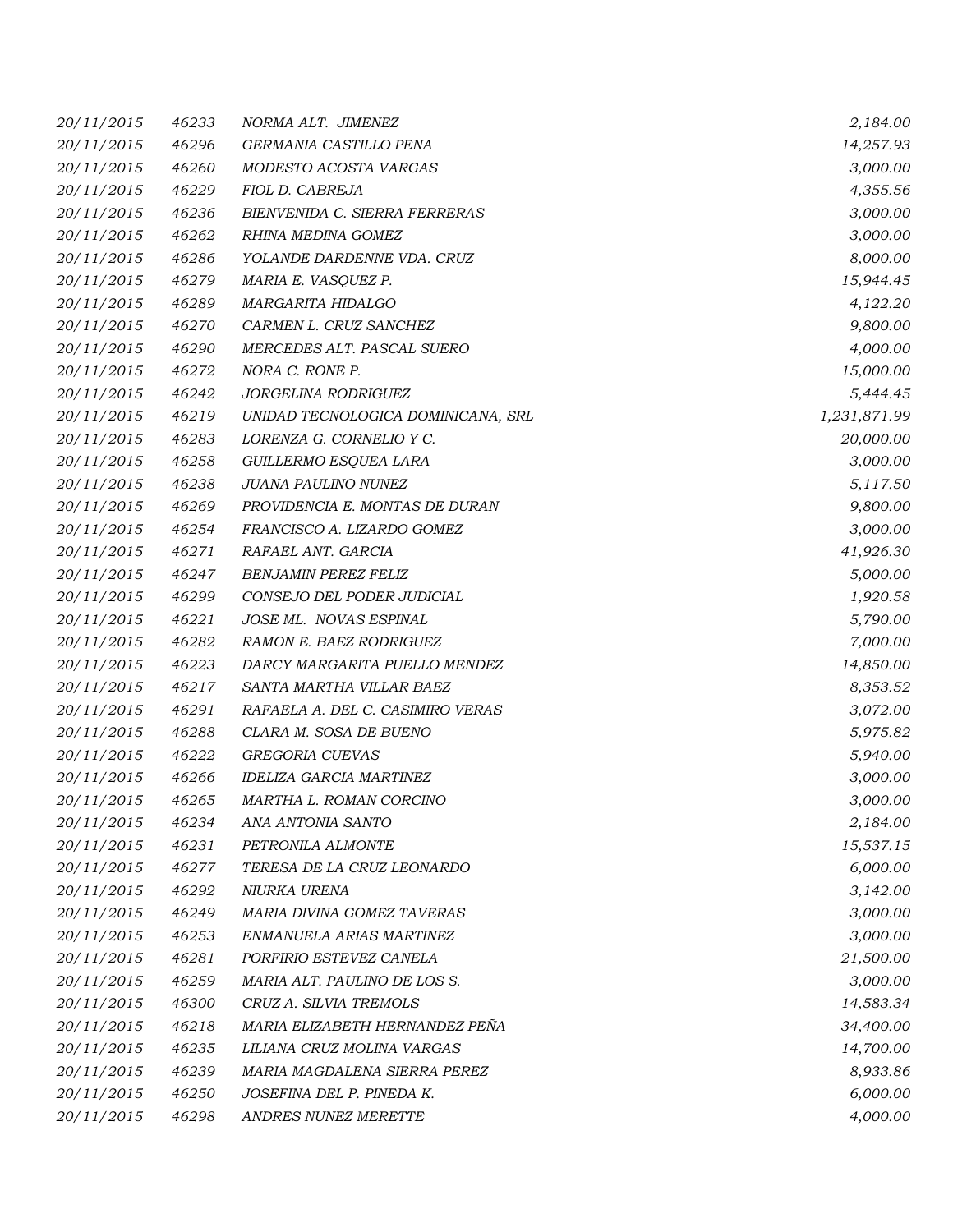| | | | |
|---|---|---|---|
| 20/11/2015 | 46233 | NORMA ALT. JIMENEZ | 2,184.00 |
| 20/11/2015 | 46296 | GERMANIA CASTILLO PENA | 14,257.93 |
| 20/11/2015 | 46260 | MODESTO ACOSTA VARGAS | 3,000.00 |
| 20/11/2015 | 46229 | FIOL D. CABREJA | 4,355.56 |
| 20/11/2015 | 46236 | BIENVENIDA C. SIERRA FERRERAS | 3,000.00 |
| 20/11/2015 | 46262 | RHINA MEDINA GOMEZ | 3,000.00 |
| 20/11/2015 | 46286 | YOLANDE DARDENNE VDA. CRUZ | 8,000.00 |
| 20/11/2015 | 46279 | MARIA E. VASQUEZ P. | 15,944.45 |
| 20/11/2015 | 46289 | MARGARITA HIDALGO | 4,122.20 |
| 20/11/2015 | 46270 | CARMEN L. CRUZ SANCHEZ | 9,800.00 |
| 20/11/2015 | 46290 | MERCEDES ALT. PASCAL SUERO | 4,000.00 |
| 20/11/2015 | 46272 | NORA C. RONE P. | 15,000.00 |
| 20/11/2015 | 46242 | JORGELINA RODRIGUEZ | 5,444.45 |
| 20/11/2015 | 46219 | UNIDAD TECNOLOGICA DOMINICANA, SRL | 1,231,871.99 |
| 20/11/2015 | 46283 | LORENZA G. CORNELIO Y C. | 20,000.00 |
| 20/11/2015 | 46258 | GUILLERMO ESQUEA LARA | 3,000.00 |
| 20/11/2015 | 46238 | JUANA PAULINO NUNEZ | 5,117.50 |
| 20/11/2015 | 46269 | PROVIDENCIA E. MONTAS DE DURAN | 9,800.00 |
| 20/11/2015 | 46254 | FRANCISCO A. LIZARDO GOMEZ | 3,000.00 |
| 20/11/2015 | 46271 | RAFAEL ANT. GARCIA | 41,926.30 |
| 20/11/2015 | 46247 | BENJAMIN PEREZ FELIZ | 5,000.00 |
| 20/11/2015 | 46299 | CONSEJO DEL PODER JUDICIAL | 1,920.58 |
| 20/11/2015 | 46221 | JOSE ML. NOVAS ESPINAL | 5,790.00 |
| 20/11/2015 | 46282 | RAMON E. BAEZ RODRIGUEZ | 7,000.00 |
| 20/11/2015 | 46223 | DARCY MARGARITA PUELLO MENDEZ | 14,850.00 |
| 20/11/2015 | 46217 | SANTA MARTHA VILLAR BAEZ | 8,353.52 |
| 20/11/2015 | 46291 | RAFAELA A. DEL C. CASIMIRO VERAS | 3,072.00 |
| 20/11/2015 | 46288 | CLARA M. SOSA DE BUENO | 5,975.82 |
| 20/11/2015 | 46222 | GREGORIA CUEVAS | 5,940.00 |
| 20/11/2015 | 46266 | IDELIZA GARCIA MARTINEZ | 3,000.00 |
| 20/11/2015 | 46265 | MARTHA L. ROMAN CORCINO | 3,000.00 |
| 20/11/2015 | 46234 | ANA ANTONIA SANTO | 2,184.00 |
| 20/11/2015 | 46231 | PETRONILA ALMONTE | 15,537.15 |
| 20/11/2015 | 46277 | TERESA DE LA CRUZ LEONARDO | 6,000.00 |
| 20/11/2015 | 46292 | NIURKA URENA | 3,142.00 |
| 20/11/2015 | 46249 | MARIA DIVINA GOMEZ TAVERAS | 3,000.00 |
| 20/11/2015 | 46253 | ENMANUELA ARIAS MARTINEZ | 3,000.00 |
| 20/11/2015 | 46281 | PORFIRIO ESTEVEZ CANELA | 21,500.00 |
| 20/11/2015 | 46259 | MARIA ALT. PAULINO DE LOS S. | 3,000.00 |
| 20/11/2015 | 46300 | CRUZ A. SILVIA TREMOLS | 14,583.34 |
| 20/11/2015 | 46218 | MARIA ELIZABETH HERNANDEZ PEÑA | 34,400.00 |
| 20/11/2015 | 46235 | LILIANA CRUZ MOLINA VARGAS | 14,700.00 |
| 20/11/2015 | 46239 | MARIA MAGDALENA SIERRA PEREZ | 8,933.86 |
| 20/11/2015 | 46250 | JOSEFINA DEL P. PINEDA K. | 6,000.00 |
| 20/11/2015 | 46298 | ANDRES NUNEZ MERETTE | 4,000.00 |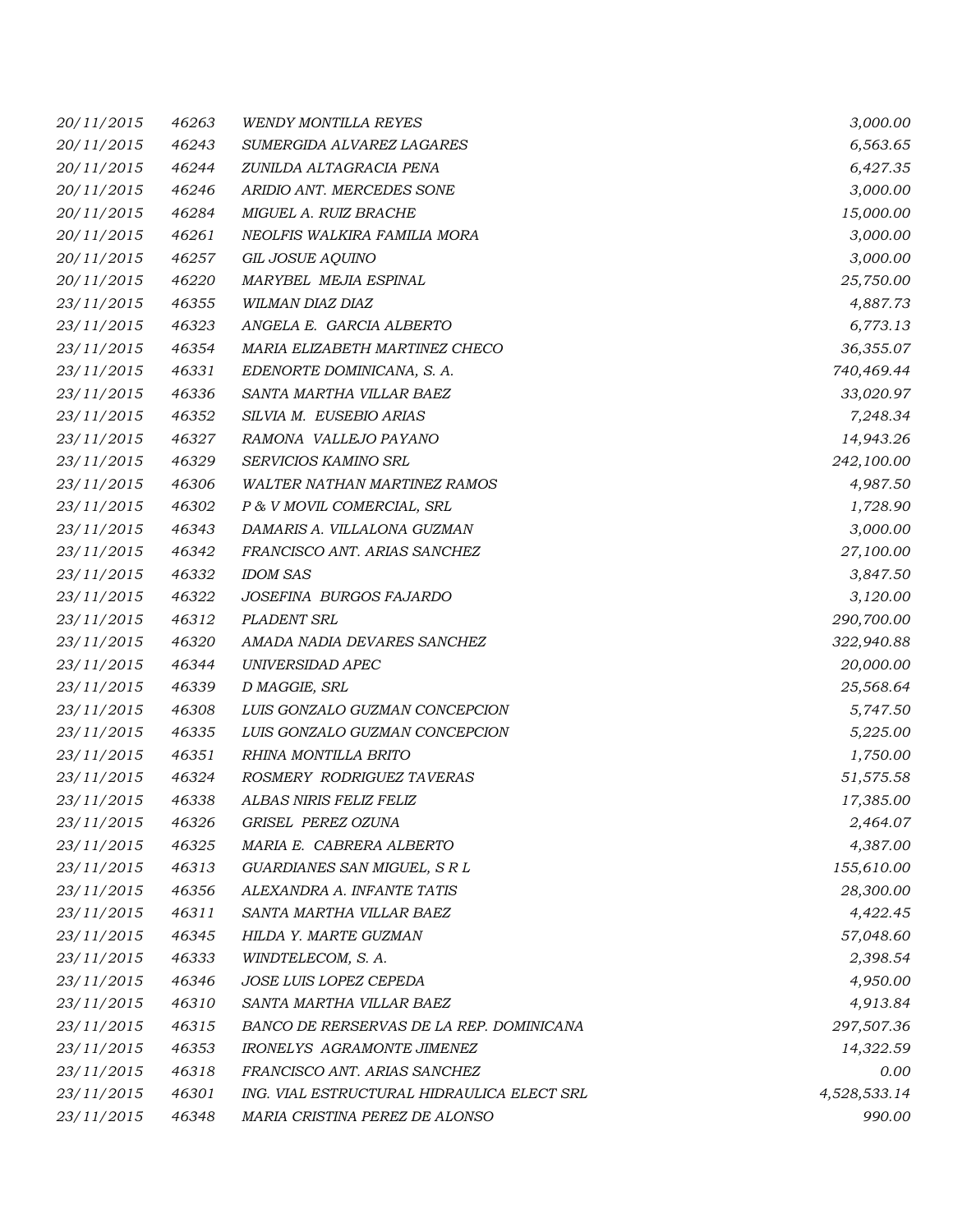| | | | |
|---|---|---|---|
| 20/11/2015 | 46263 | WENDY MONTILLA REYES | 3,000.00 |
| 20/11/2015 | 46243 | SUMERGIDA ALVAREZ LAGARES | 6,563.65 |
| 20/11/2015 | 46244 | ZUNILDA ALTAGRACIA PENA | 6,427.35 |
| 20/11/2015 | 46246 | ARIDIO ANT. MERCEDES SONE | 3,000.00 |
| 20/11/2015 | 46284 | MIGUEL A. RUIZ BRACHE | 15,000.00 |
| 20/11/2015 | 46261 | NEOLFIS WALKIRA FAMILIA MORA | 3,000.00 |
| 20/11/2015 | 46257 | GIL JOSUE AQUINO | 3,000.00 |
| 20/11/2015 | 46220 | MARYBEL MEJIA ESPINAL | 25,750.00 |
| 23/11/2015 | 46355 | WILMAN DIAZ DIAZ | 4,887.73 |
| 23/11/2015 | 46323 | ANGELA E. GARCIA ALBERTO | 6,773.13 |
| 23/11/2015 | 46354 | MARIA ELIZABETH MARTINEZ CHECO | 36,355.07 |
| 23/11/2015 | 46331 | EDENORTE DOMINICANA, S. A. | 740,469.44 |
| 23/11/2015 | 46336 | SANTA MARTHA VILLAR BAEZ | 33,020.97 |
| 23/11/2015 | 46352 | SILVIA M. EUSEBIO ARIAS | 7,248.34 |
| 23/11/2015 | 46327 | RAMONA VALLEJO PAYANO | 14,943.26 |
| 23/11/2015 | 46329 | SERVICIOS KAMINO SRL | 242,100.00 |
| 23/11/2015 | 46306 | WALTER NATHAN MARTINEZ RAMOS | 4,987.50 |
| 23/11/2015 | 46302 | P & V MOVIL COMERCIAL, SRL | 1,728.90 |
| 23/11/2015 | 46343 | DAMARIS A. VILLALONA GUZMAN | 3,000.00 |
| 23/11/2015 | 46342 | FRANCISCO ANT. ARIAS SANCHEZ | 27,100.00 |
| 23/11/2015 | 46332 | IDOM SAS | 3,847.50 |
| 23/11/2015 | 46322 | JOSEFINA BURGOS FAJARDO | 3,120.00 |
| 23/11/2015 | 46312 | PLADENT SRL | 290,700.00 |
| 23/11/2015 | 46320 | AMADA NADIA DEVARES SANCHEZ | 322,940.88 |
| 23/11/2015 | 46344 | UNIVERSIDAD APEC | 20,000.00 |
| 23/11/2015 | 46339 | D MAGGIE, SRL | 25,568.64 |
| 23/11/2015 | 46308 | LUIS GONZALO GUZMAN CONCEPCION | 5,747.50 |
| 23/11/2015 | 46335 | LUIS GONZALO GUZMAN CONCEPCION | 5,225.00 |
| 23/11/2015 | 46351 | RHINA MONTILLA BRITO | 1,750.00 |
| 23/11/2015 | 46324 | ROSMERY RODRIGUEZ TAVERAS | 51,575.58 |
| 23/11/2015 | 46338 | ALBAS NIRIS FELIZ FELIZ | 17,385.00 |
| 23/11/2015 | 46326 | GRISEL PEREZ OZUNA | 2,464.07 |
| 23/11/2015 | 46325 | MARIA E. CABRERA ALBERTO | 4,387.00 |
| 23/11/2015 | 46313 | GUARDIANES SAN MIGUEL, S R L | 155,610.00 |
| 23/11/2015 | 46356 | ALEXANDRA A. INFANTE TATIS | 28,300.00 |
| 23/11/2015 | 46311 | SANTA MARTHA VILLAR BAEZ | 4,422.45 |
| 23/11/2015 | 46345 | HILDA Y. MARTE GUZMAN | 57,048.60 |
| 23/11/2015 | 46333 | WINDTELECOM, S. A. | 2,398.54 |
| 23/11/2015 | 46346 | JOSE LUIS LOPEZ CEPEDA | 4,950.00 |
| 23/11/2015 | 46310 | SANTA MARTHA VILLAR BAEZ | 4,913.84 |
| 23/11/2015 | 46315 | BANCO DE RERSERVAS DE LA REP. DOMINICANA | 297,507.36 |
| 23/11/2015 | 46353 | IRONELYS AGRAMONTE JIMENEZ | 14,322.59 |
| 23/11/2015 | 46318 | FRANCISCO ANT. ARIAS SANCHEZ | 0.00 |
| 23/11/2015 | 46301 | ING. VIAL ESTRUCTURAL HIDRAULICA ELECT SRL | 4,528,533.14 |
| 23/11/2015 | 46348 | MARIA CRISTINA PEREZ DE ALONSO | 990.00 |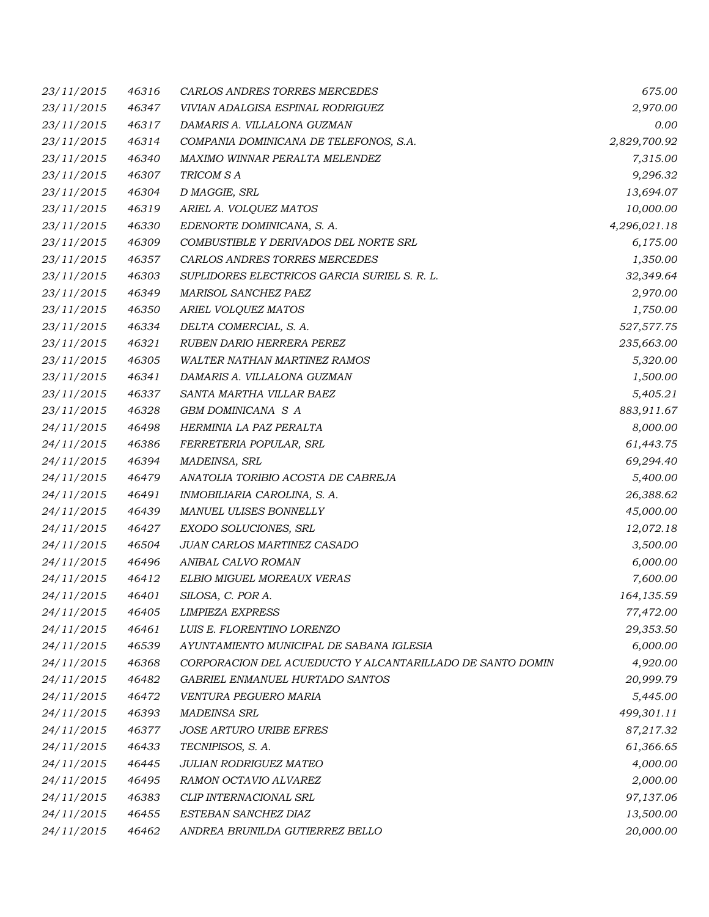| 23/11/2015 | 46316 | CARLOS ANDRES TORRES MERCEDES | 675.00 |
|---|---|---|---|
| 23/11/2015 | 46347 | VIVIAN ADALGISA ESPINAL RODRIGUEZ | 2,970.00 |
| 23/11/2015 | 46317 | DAMARIS A. VILLALONA GUZMAN | 0.00 |
| 23/11/2015 | 46314 | COMPANIA DOMINICANA DE TELEFONOS, S.A. | 2,829,700.92 |
| 23/11/2015 | 46340 | MAXIMO WINNAR PERALTA MELENDEZ | 7,315.00 |
| 23/11/2015 | 46307 | TRICOM S A | 9,296.32 |
| 23/11/2015 | 46304 | D MAGGIE, SRL | 13,694.07 |
| 23/11/2015 | 46319 | ARIEL A. VOLQUEZ MATOS | 10,000.00 |
| 23/11/2015 | 46330 | EDENORTE DOMINICANA, S. A. | 4,296,021.18 |
| 23/11/2015 | 46309 | COMBUSTIBLE Y DERIVADOS DEL NORTE SRL | 6,175.00 |
| 23/11/2015 | 46357 | CARLOS ANDRES TORRES MERCEDES | 1,350.00 |
| 23/11/2015 | 46303 | SUPLIDORES ELECTRICOS GARCIA SURIEL S. R. L. | 32,349.64 |
| 23/11/2015 | 46349 | MARISOL SANCHEZ PAEZ | 2,970.00 |
| 23/11/2015 | 46350 | ARIEL VOLQUEZ MATOS | 1,750.00 |
| 23/11/2015 | 46334 | DELTA COMERCIAL, S. A. | 527,577.75 |
| 23/11/2015 | 46321 | RUBEN DARIO HERRERA PEREZ | 235,663.00 |
| 23/11/2015 | 46305 | WALTER NATHAN MARTINEZ RAMOS | 5,320.00 |
| 23/11/2015 | 46341 | DAMARIS A. VILLALONA GUZMAN | 1,500.00 |
| 23/11/2015 | 46337 | SANTA MARTHA VILLAR BAEZ | 5,405.21 |
| 23/11/2015 | 46328 | GBM DOMINICANA S A | 883,911.67 |
| 24/11/2015 | 46498 | HERMINIA LA PAZ PERALTA | 8,000.00 |
| 24/11/2015 | 46386 | FERRETERIA POPULAR, SRL | 61,443.75 |
| 24/11/2015 | 46394 | MADEINSA, SRL | 69,294.40 |
| 24/11/2015 | 46479 | ANATOLIA TORIBIO ACOSTA DE CABREJA | 5,400.00 |
| 24/11/2015 | 46491 | INMOBILIARIA CAROLINA, S. A. | 26,388.62 |
| 24/11/2015 | 46439 | MANUEL ULISES BONNELLY | 45,000.00 |
| 24/11/2015 | 46427 | EXODO SOLUCIONES, SRL | 12,072.18 |
| 24/11/2015 | 46504 | JUAN CARLOS MARTINEZ CASADO | 3,500.00 |
| 24/11/2015 | 46496 | ANIBAL CALVO ROMAN | 6,000.00 |
| 24/11/2015 | 46412 | ELBIO MIGUEL MOREAUX VERAS | 7,600.00 |
| 24/11/2015 | 46401 | SILOSA, C. POR A. | 164,135.59 |
| 24/11/2015 | 46405 | LIMPIEZA EXPRESS | 77,472.00 |
| 24/11/2015 | 46461 | LUIS E. FLORENTINO LORENZO | 29,353.50 |
| 24/11/2015 | 46539 | AYUNTAMIENTO MUNICIPAL DE SABANA IGLESIA | 6,000.00 |
| 24/11/2015 | 46368 | CORPORACION DEL ACUEDUCTO Y ALCANTARILLADO DE SANTO DOMIN | 4,920.00 |
| 24/11/2015 | 46482 | GABRIEL ENMANUEL HURTADO SANTOS | 20,999.79 |
| 24/11/2015 | 46472 | VENTURA PEGUERO MARIA | 5,445.00 |
| 24/11/2015 | 46393 | MADEINSA SRL | 499,301.11 |
| 24/11/2015 | 46377 | JOSE ARTURO URIBE EFRES | 87,217.32 |
| 24/11/2015 | 46433 | TECNIPISOS, S. A. | 61,366.65 |
| 24/11/2015 | 46445 | JULIAN RODRIGUEZ MATEO | 4,000.00 |
| 24/11/2015 | 46495 | RAMON OCTAVIO ALVAREZ | 2,000.00 |
| 24/11/2015 | 46383 | CLIP INTERNACIONAL SRL | 97,137.06 |
| 24/11/2015 | 46455 | ESTEBAN SANCHEZ DIAZ | 13,500.00 |
| 24/11/2015 | 46462 | ANDREA BRUNILDA GUTIERREZ BELLO | 20,000.00 |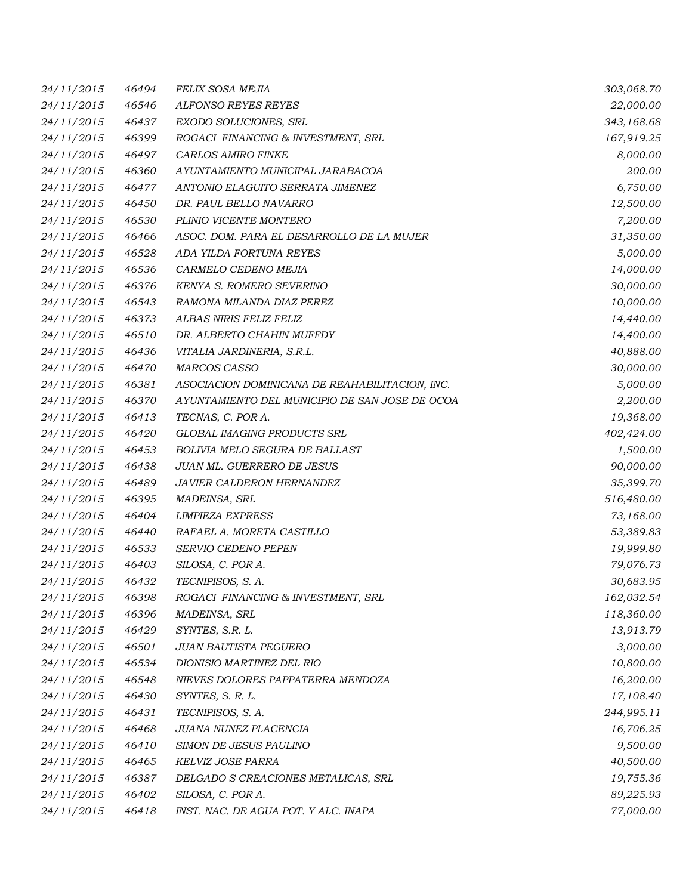| | | | |
|---|---|---|---|
| 24/11/2015 | 46494 | FELIX SOSA MEJIA | 303,068.70 |
| 24/11/2015 | 46546 | ALFONSO REYES REYES | 22,000.00 |
| 24/11/2015 | 46437 | EXODO SOLUCIONES, SRL | 343,168.68 |
| 24/11/2015 | 46399 | ROGACI FINANCING & INVESTMENT, SRL | 167,919.25 |
| 24/11/2015 | 46497 | CARLOS AMIRO FINKE | 8,000.00 |
| 24/11/2015 | 46360 | AYUNTAMIENTO MUNICIPAL JARABACOA | 200.00 |
| 24/11/2015 | 46477 | ANTONIO ELAGUITO SERRATA JIMENEZ | 6,750.00 |
| 24/11/2015 | 46450 | DR. PAUL BELLO NAVARRO | 12,500.00 |
| 24/11/2015 | 46530 | PLINIO VICENTE MONTERO | 7,200.00 |
| 24/11/2015 | 46466 | ASOC. DOM. PARA EL DESARROLLO DE LA MUJER | 31,350.00 |
| 24/11/2015 | 46528 | ADA YILDA FORTUNA REYES | 5,000.00 |
| 24/11/2015 | 46536 | CARMELO CEDENO MEJIA | 14,000.00 |
| 24/11/2015 | 46376 | KENYA S. ROMERO SEVERINO | 30,000.00 |
| 24/11/2015 | 46543 | RAMONA MILANDA DIAZ PEREZ | 10,000.00 |
| 24/11/2015 | 46373 | ALBAS NIRIS FELIZ FELIZ | 14,440.00 |
| 24/11/2015 | 46510 | DR. ALBERTO CHAHIN MUFFDY | 14,400.00 |
| 24/11/2015 | 46436 | VITALIA JARDINERIA, S.R.L. | 40,888.00 |
| 24/11/2015 | 46470 | MARCOS CASSO | 30,000.00 |
| 24/11/2015 | 46381 | ASOCIACION DOMINICANA DE REAHABILITACION, INC. | 5,000.00 |
| 24/11/2015 | 46370 | AYUNTAMIENTO DEL MUNICIPIO DE SAN JOSE DE OCOA | 2,200.00 |
| 24/11/2015 | 46413 | TECNAS, C. POR A. | 19,368.00 |
| 24/11/2015 | 46420 | GLOBAL IMAGING PRODUCTS SRL | 402,424.00 |
| 24/11/2015 | 46453 | BOLIVIA MELO SEGURA DE BALLAST | 1,500.00 |
| 24/11/2015 | 46438 | JUAN ML. GUERRERO DE JESUS | 90,000.00 |
| 24/11/2015 | 46489 | JAVIER CALDERON HERNANDEZ | 35,399.70 |
| 24/11/2015 | 46395 | MADEINSA, SRL | 516,480.00 |
| 24/11/2015 | 46404 | LIMPIEZA EXPRESS | 73,168.00 |
| 24/11/2015 | 46440 | RAFAEL A. MORETA CASTILLO | 53,389.83 |
| 24/11/2015 | 46533 | SERVIO CEDENO PEPEN | 19,999.80 |
| 24/11/2015 | 46403 | SILOSA, C. POR A. | 79,076.73 |
| 24/11/2015 | 46432 | TECNIPISOS, S. A. | 30,683.95 |
| 24/11/2015 | 46398 | ROGACI FINANCING & INVESTMENT, SRL | 162,032.54 |
| 24/11/2015 | 46396 | MADEINSA, SRL | 118,360.00 |
| 24/11/2015 | 46429 | SYNTES, S.R. L. | 13,913.79 |
| 24/11/2015 | 46501 | JUAN BAUTISTA PEGUERO | 3,000.00 |
| 24/11/2015 | 46534 | DIONISIO MARTINEZ DEL RIO | 10,800.00 |
| 24/11/2015 | 46548 | NIEVES DOLORES PAPPATERRA MENDOZA | 16,200.00 |
| 24/11/2015 | 46430 | SYNTES, S. R. L. | 17,108.40 |
| 24/11/2015 | 46431 | TECNIPISOS, S. A. | 244,995.11 |
| 24/11/2015 | 46468 | JUANA NUNEZ PLACENCIA | 16,706.25 |
| 24/11/2015 | 46410 | SIMON DE JESUS PAULINO | 9,500.00 |
| 24/11/2015 | 46465 | KELVIZ JOSE PARRA | 40,500.00 |
| 24/11/2015 | 46387 | DELGADO S CREACIONES METALICAS, SRL | 19,755.36 |
| 24/11/2015 | 46402 | SILOSA, C. POR A. | 89,225.93 |
| 24/11/2015 | 46418 | INST. NAC. DE AGUA POT. Y ALC. INAPA | 77,000.00 |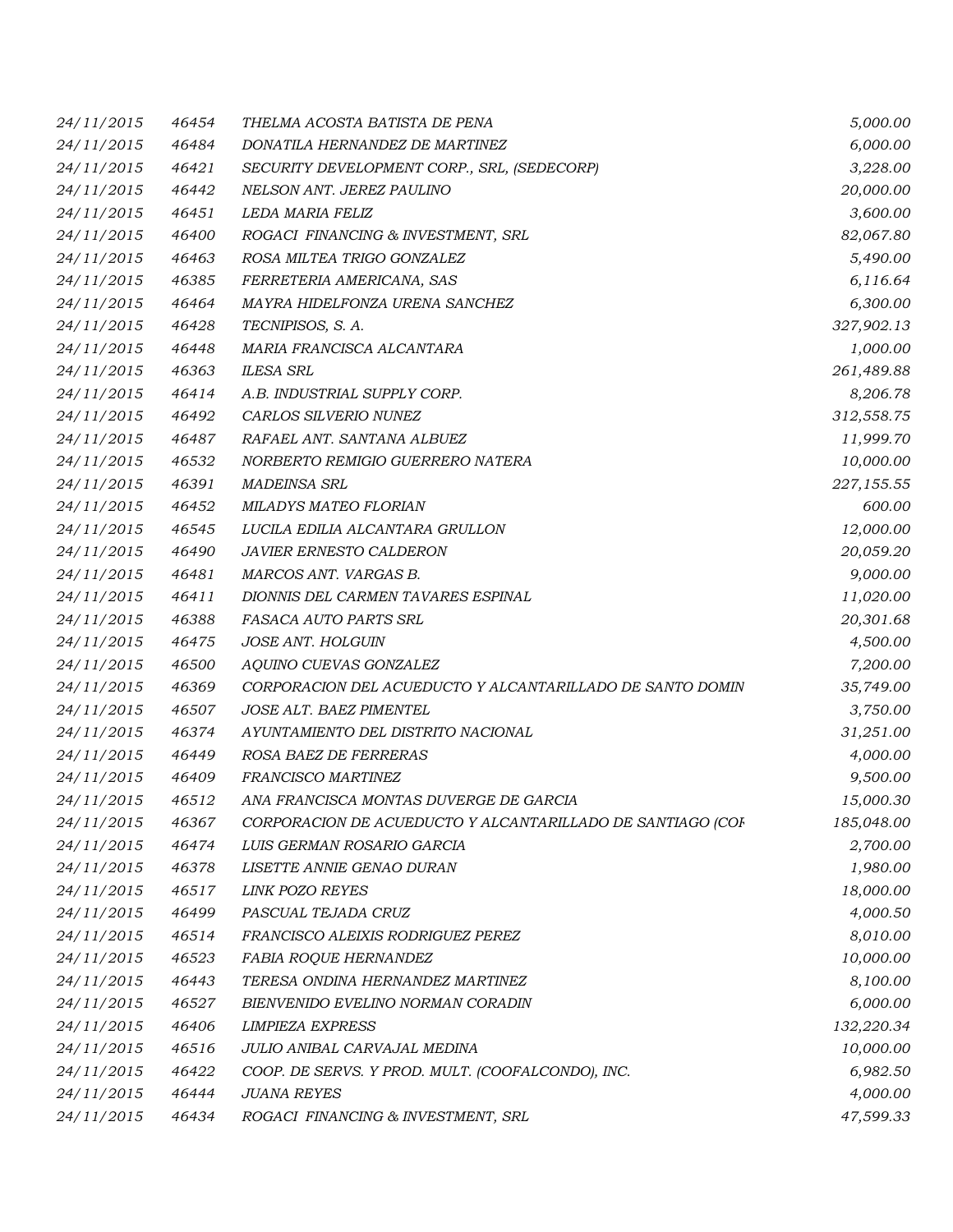| | | | |
|---|---|---|---|
| 24/11/2015 | 46454 | THELMA ACOSTA BATISTA DE PENA | 5,000.00 |
| 24/11/2015 | 46484 | DONATILA HERNANDEZ DE MARTINEZ | 6,000.00 |
| 24/11/2015 | 46421 | SECURITY DEVELOPMENT CORP., SRL, (SEDECORP) | 3,228.00 |
| 24/11/2015 | 46442 | NELSON ANT. JEREZ PAULINO | 20,000.00 |
| 24/11/2015 | 46451 | LEDA MARIA FELIZ | 3,600.00 |
| 24/11/2015 | 46400 | ROGACI FINANCING & INVESTMENT, SRL | 82,067.80 |
| 24/11/2015 | 46463 | ROSA MILTEA TRIGO GONZALEZ | 5,490.00 |
| 24/11/2015 | 46385 | FERRETERIA AMERICANA, SAS | 6,116.64 |
| 24/11/2015 | 46464 | MAYRA HIDELFONZA URENA SANCHEZ | 6,300.00 |
| 24/11/2015 | 46428 | TECNIPISOS, S. A. | 327,902.13 |
| 24/11/2015 | 46448 | MARIA FRANCISCA ALCANTARA | 1,000.00 |
| 24/11/2015 | 46363 | ILESA SRL | 261,489.88 |
| 24/11/2015 | 46414 | A.B. INDUSTRIAL SUPPLY CORP. | 8,206.78 |
| 24/11/2015 | 46492 | CARLOS SILVERIO NUNEZ | 312,558.75 |
| 24/11/2015 | 46487 | RAFAEL ANT. SANTANA ALBUEZ | 11,999.70 |
| 24/11/2015 | 46532 | NORBERTO REMIGIO GUERRERO NATERA | 10,000.00 |
| 24/11/2015 | 46391 | MADEINSA SRL | 227,155.55 |
| 24/11/2015 | 46452 | MILADYS MATEO FLORIAN | 600.00 |
| 24/11/2015 | 46545 | LUCILA EDILIA ALCANTARA GRULLON | 12,000.00 |
| 24/11/2015 | 46490 | JAVIER ERNESTO CALDERON | 20,059.20 |
| 24/11/2015 | 46481 | MARCOS ANT. VARGAS B. | 9,000.00 |
| 24/11/2015 | 46411 | DIONNIS DEL CARMEN TAVARES ESPINAL | 11,020.00 |
| 24/11/2015 | 46388 | FASACA AUTO PARTS SRL | 20,301.68 |
| 24/11/2015 | 46475 | JOSE ANT. HOLGUIN | 4,500.00 |
| 24/11/2015 | 46500 | AQUINO CUEVAS GONZALEZ | 7,200.00 |
| 24/11/2015 | 46369 | CORPORACION DEL ACUEDUCTO Y ALCANTARILLADO DE SANTO DOMIN | 35,749.00 |
| 24/11/2015 | 46507 | JOSE ALT. BAEZ PIMENTEL | 3,750.00 |
| 24/11/2015 | 46374 | AYUNTAMIENTO DEL DISTRITO NACIONAL | 31,251.00 |
| 24/11/2015 | 46449 | ROSA BAEZ DE FERRERAS | 4,000.00 |
| 24/11/2015 | 46409 | FRANCISCO MARTINEZ | 9,500.00 |
| 24/11/2015 | 46512 | ANA FRANCISCA MONTAS DUVERGE DE GARCIA | 15,000.30 |
| 24/11/2015 | 46367 | CORPORACION DE ACUEDUCTO Y ALCANTARILLADO DE SANTIAGO (COF | 185,048.00 |
| 24/11/2015 | 46474 | LUIS GERMAN ROSARIO GARCIA | 2,700.00 |
| 24/11/2015 | 46378 | LISETTE ANNIE GENAO DURAN | 1,980.00 |
| 24/11/2015 | 46517 | LINK POZO REYES | 18,000.00 |
| 24/11/2015 | 46499 | PASCUAL TEJADA CRUZ | 4,000.50 |
| 24/11/2015 | 46514 | FRANCISCO ALEIXIS RODRIGUEZ PEREZ | 8,010.00 |
| 24/11/2015 | 46523 | FABIA ROQUE HERNANDEZ | 10,000.00 |
| 24/11/2015 | 46443 | TERESA ONDINA HERNANDEZ MARTINEZ | 8,100.00 |
| 24/11/2015 | 46527 | BIENVENIDO EVELINO NORMAN CORADIN | 6,000.00 |
| 24/11/2015 | 46406 | LIMPIEZA EXPRESS | 132,220.34 |
| 24/11/2015 | 46516 | JULIO ANIBAL CARVAJAL MEDINA | 10,000.00 |
| 24/11/2015 | 46422 | COOP. DE SERVS. Y PROD. MULT. (COOFALCONDO), INC. | 6,982.50 |
| 24/11/2015 | 46444 | JUANA REYES | 4,000.00 |
| 24/11/2015 | 46434 | ROGACI FINANCING & INVESTMENT, SRL | 47,599.33 |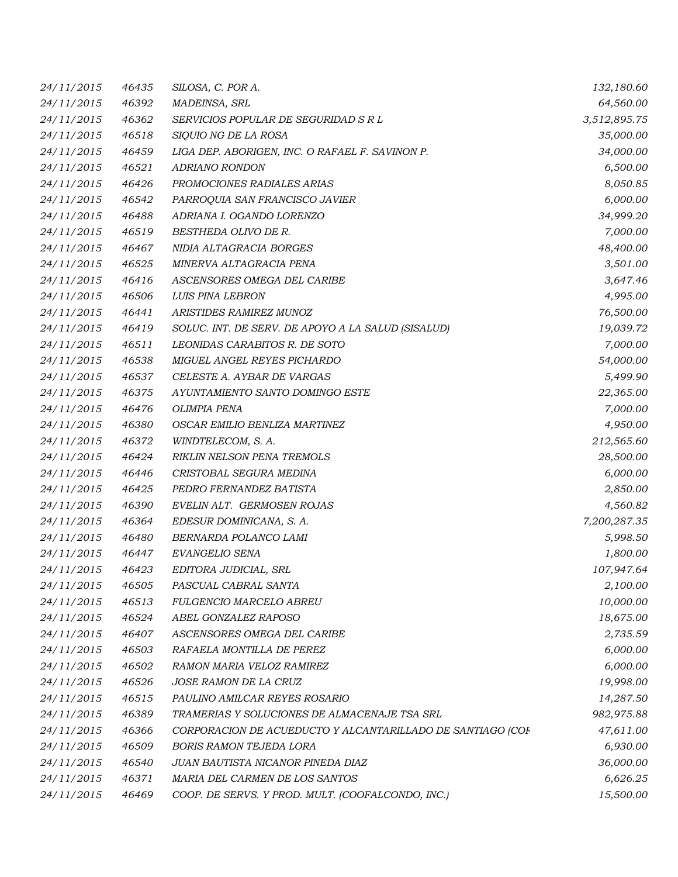| | | | |
|---|---|---|---|
| 24/11/2015 | 46435 | SILOSA, C. POR A. | 132,180.60 |
| 24/11/2015 | 46392 | MADEINSA, SRL | 64,560.00 |
| 24/11/2015 | 46362 | SERVICIOS POPULAR DE SEGURIDAD S R L | 3,512,895.75 |
| 24/11/2015 | 46518 | SIQUIO NG DE LA ROSA | 35,000.00 |
| 24/11/2015 | 46459 | LIGA DEP. ABORIGEN, INC. O RAFAEL F. SAVINON P. | 34,000.00 |
| 24/11/2015 | 46521 | ADRIANO RONDON | 6,500.00 |
| 24/11/2015 | 46426 | PROMOCIONES RADIALES ARIAS | 8,050.85 |
| 24/11/2015 | 46542 | PARROQUIA SAN FRANCISCO JAVIER | 6,000.00 |
| 24/11/2015 | 46488 | ADRIANA I. OGANDO LORENZO | 34,999.20 |
| 24/11/2015 | 46519 | BESTHEDA OLIVO DE R. | 7,000.00 |
| 24/11/2015 | 46467 | NIDIA ALTAGRACIA BORGES | 48,400.00 |
| 24/11/2015 | 46525 | MINERVA ALTAGRACIA PENA | 3,501.00 |
| 24/11/2015 | 46416 | ASCENSORES OMEGA DEL CARIBE | 3,647.46 |
| 24/11/2015 | 46506 | LUIS PINA LEBRON | 4,995.00 |
| 24/11/2015 | 46441 | ARISTIDES RAMIREZ MUNOZ | 76,500.00 |
| 24/11/2015 | 46419 | SOLUC. INT. DE SERV. DE APOYO A LA SALUD (SISALUD) | 19,039.72 |
| 24/11/2015 | 46511 | LEONIDAS CARABITOS R. DE SOTO | 7,000.00 |
| 24/11/2015 | 46538 | MIGUEL ANGEL REYES PICHARDO | 54,000.00 |
| 24/11/2015 | 46537 | CELESTE A. AYBAR DE VARGAS | 5,499.90 |
| 24/11/2015 | 46375 | AYUNTAMIENTO SANTO DOMINGO ESTE | 22,365.00 |
| 24/11/2015 | 46476 | OLIMPIA PENA | 7,000.00 |
| 24/11/2015 | 46380 | OSCAR EMILIO BENLIZA MARTINEZ | 4,950.00 |
| 24/11/2015 | 46372 | WINDTELECOM, S. A. | 212,565.60 |
| 24/11/2015 | 46424 | RIKLIN NELSON PENA TREMOLS | 28,500.00 |
| 24/11/2015 | 46446 | CRISTOBAL SEGURA MEDINA | 6,000.00 |
| 24/11/2015 | 46425 | PEDRO FERNANDEZ BATISTA | 2,850.00 |
| 24/11/2015 | 46390 | EVELIN ALT. GERMOSEN ROJAS | 4,560.82 |
| 24/11/2015 | 46364 | EDESUR DOMINICANA, S. A. | 7,200,287.35 |
| 24/11/2015 | 46480 | BERNARDA POLANCO LAMI | 5,998.50 |
| 24/11/2015 | 46447 | EVANGELIO SENA | 1,800.00 |
| 24/11/2015 | 46423 | EDITORA JUDICIAL, SRL | 107,947.64 |
| 24/11/2015 | 46505 | PASCUAL CABRAL SANTA | 2,100.00 |
| 24/11/2015 | 46513 | FULGENCIO MARCELO ABREU | 10,000.00 |
| 24/11/2015 | 46524 | ABEL GONZALEZ RAPOSO | 18,675.00 |
| 24/11/2015 | 46407 | ASCENSORES OMEGA DEL CARIBE | 2,735.59 |
| 24/11/2015 | 46503 | RAFAELA MONTILLA DE PEREZ | 6,000.00 |
| 24/11/2015 | 46502 | RAMON MARIA VELOZ RAMIREZ | 6,000.00 |
| 24/11/2015 | 46526 | JOSE RAMON DE LA CRUZ | 19,998.00 |
| 24/11/2015 | 46515 | PAULINO AMILCAR REYES ROSARIO | 14,287.50 |
| 24/11/2015 | 46389 | TRAMERIAS Y SOLUCIONES DE ALMACENAJE TSA SRL | 982,975.88 |
| 24/11/2015 | 46366 | CORPORACION DE ACUEDUCTO Y ALCANTARILLADO DE SANTIAGO (COI | 47,611.00 |
| 24/11/2015 | 46509 | BORIS RAMON TEJEDA LORA | 6,930.00 |
| 24/11/2015 | 46540 | JUAN BAUTISTA NICANOR PINEDA DIAZ | 36,000.00 |
| 24/11/2015 | 46371 | MARIA DEL CARMEN DE LOS SANTOS | 6,626.25 |
| 24/11/2015 | 46469 | COOP. DE SERVS. Y PROD. MULT. (COOFALCONDO, INC.) | 15,500.00 |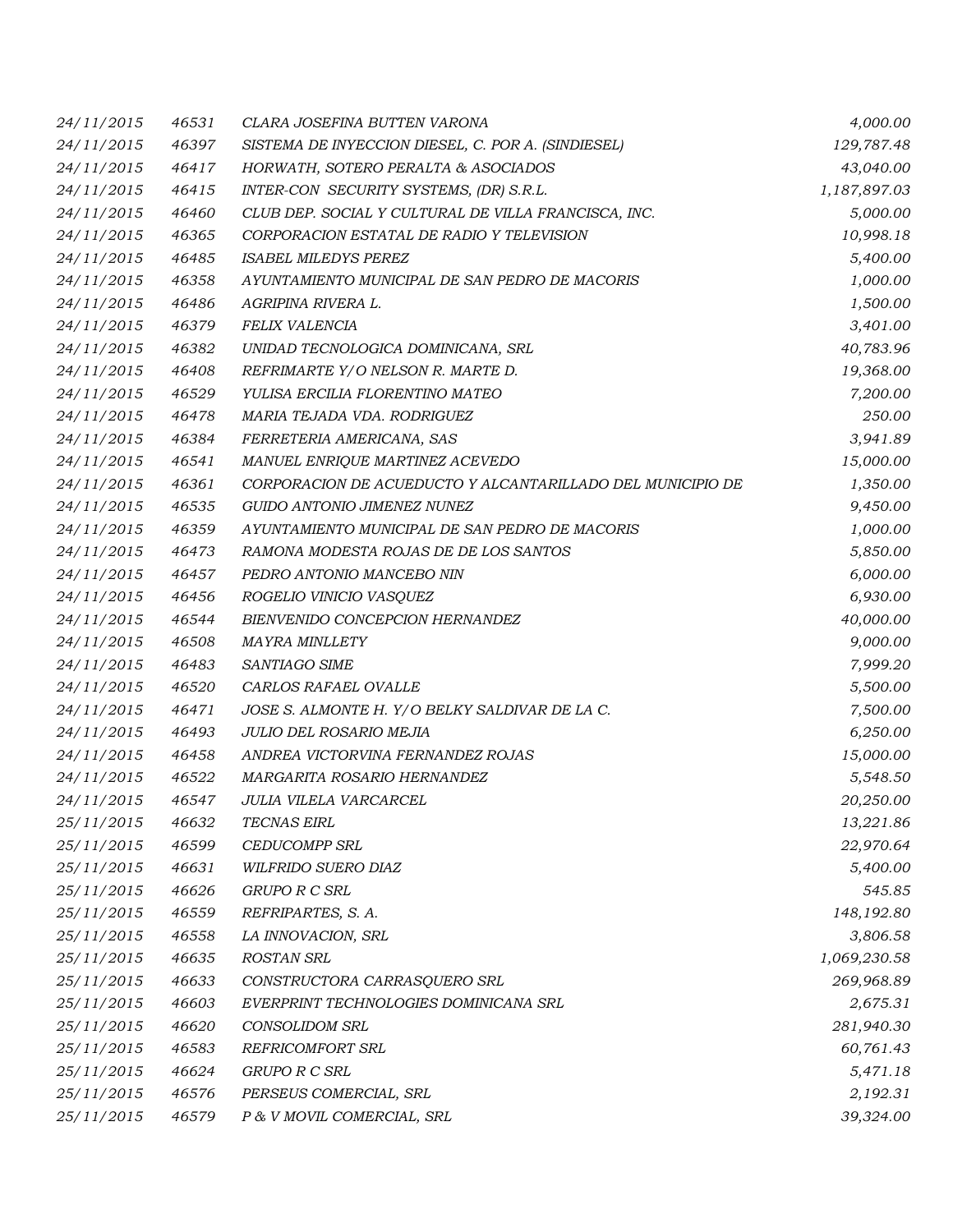| | | | |
|---|---|---|---|
| 24/11/2015 | 46531 | CLARA JOSEFINA BUTTEN VARONA | 4,000.00 |
| 24/11/2015 | 46397 | SISTEMA DE INYECCION DIESEL, C. POR A. (SINDIESEL) | 129,787.48 |
| 24/11/2015 | 46417 | HORWATH, SOTERO PERALTA & ASOCIADOS | 43,040.00 |
| 24/11/2015 | 46415 | INTER-CON SECURITY SYSTEMS, (DR) S.R.L. | 1,187,897.03 |
| 24/11/2015 | 46460 | CLUB DEP. SOCIAL Y CULTURAL DE VILLA FRANCISCA, INC. | 5,000.00 |
| 24/11/2015 | 46365 | CORPORACION ESTATAL DE RADIO Y TELEVISION | 10,998.18 |
| 24/11/2015 | 46485 | ISABEL MILEDYS PEREZ | 5,400.00 |
| 24/11/2015 | 46358 | AYUNTAMIENTO MUNICIPAL DE SAN PEDRO DE MACORIS | 1,000.00 |
| 24/11/2015 | 46486 | AGRIPINA RIVERA L. | 1,500.00 |
| 24/11/2015 | 46379 | FELIX VALENCIA | 3,401.00 |
| 24/11/2015 | 46382 | UNIDAD TECNOLOGICA DOMINICANA, SRL | 40,783.96 |
| 24/11/2015 | 46408 | REFRIMARTE Y/O NELSON R. MARTE D. | 19,368.00 |
| 24/11/2015 | 46529 | YULISA ERCILIA FLORENTINO MATEO | 7,200.00 |
| 24/11/2015 | 46478 | MARIA TEJADA VDA. RODRIGUEZ | 250.00 |
| 24/11/2015 | 46384 | FERRETERIA AMERICANA, SAS | 3,941.89 |
| 24/11/2015 | 46541 | MANUEL ENRIQUE MARTINEZ ACEVEDO | 15,000.00 |
| 24/11/2015 | 46361 | CORPORACION DE ACUEDUCTO Y ALCANTARILLADO DEL MUNICIPIO DE | 1,350.00 |
| 24/11/2015 | 46535 | GUIDO ANTONIO JIMENEZ NUNEZ | 9,450.00 |
| 24/11/2015 | 46359 | AYUNTAMIENTO MUNICIPAL DE SAN PEDRO DE MACORIS | 1,000.00 |
| 24/11/2015 | 46473 | RAMONA MODESTA ROJAS DE DE LOS SANTOS | 5,850.00 |
| 24/11/2015 | 46457 | PEDRO ANTONIO MANCEBO NIN | 6,000.00 |
| 24/11/2015 | 46456 | ROGELIO VINICIO VASQUEZ | 6,930.00 |
| 24/11/2015 | 46544 | BIENVENIDO CONCEPCION HERNANDEZ | 40,000.00 |
| 24/11/2015 | 46508 | MAYRA MINLLETY | 9,000.00 |
| 24/11/2015 | 46483 | SANTIAGO SIME | 7,999.20 |
| 24/11/2015 | 46520 | CARLOS RAFAEL OVALLE | 5,500.00 |
| 24/11/2015 | 46471 | JOSE S. ALMONTE H. Y/O BELKY SALDIVAR DE LA C. | 7,500.00 |
| 24/11/2015 | 46493 | JULIO DEL ROSARIO MEJIA | 6,250.00 |
| 24/11/2015 | 46458 | ANDREA VICTORVINA FERNANDEZ ROJAS | 15,000.00 |
| 24/11/2015 | 46522 | MARGARITA ROSARIO HERNANDEZ | 5,548.50 |
| 24/11/2015 | 46547 | JULIA VILELA VARCARCEL | 20,250.00 |
| 25/11/2015 | 46632 | TECNAS EIRL | 13,221.86 |
| 25/11/2015 | 46599 | CEDUCOMPP SRL | 22,970.64 |
| 25/11/2015 | 46631 | WILFRIDO SUERO DIAZ | 5,400.00 |
| 25/11/2015 | 46626 | GRUPO R C SRL | 545.85 |
| 25/11/2015 | 46559 | REFRIPARTES, S. A. | 148,192.80 |
| 25/11/2015 | 46558 | LA INNOVACION, SRL | 3,806.58 |
| 25/11/2015 | 46635 | ROSTAN SRL | 1,069,230.58 |
| 25/11/2015 | 46633 | CONSTRUCTORA CARRASQUERO SRL | 269,968.89 |
| 25/11/2015 | 46603 | EVERPRINT TECHNOLOGIES DOMINICANA SRL | 2,675.31 |
| 25/11/2015 | 46620 | CONSOLIDOM SRL | 281,940.30 |
| 25/11/2015 | 46583 | REFRICOMFORT SRL | 60,761.43 |
| 25/11/2015 | 46624 | GRUPO R C SRL | 5,471.18 |
| 25/11/2015 | 46576 | PERSEUS COMERCIAL, SRL | 2,192.31 |
| 25/11/2015 | 46579 | P & V MOVIL COMERCIAL, SRL | 39,324.00 |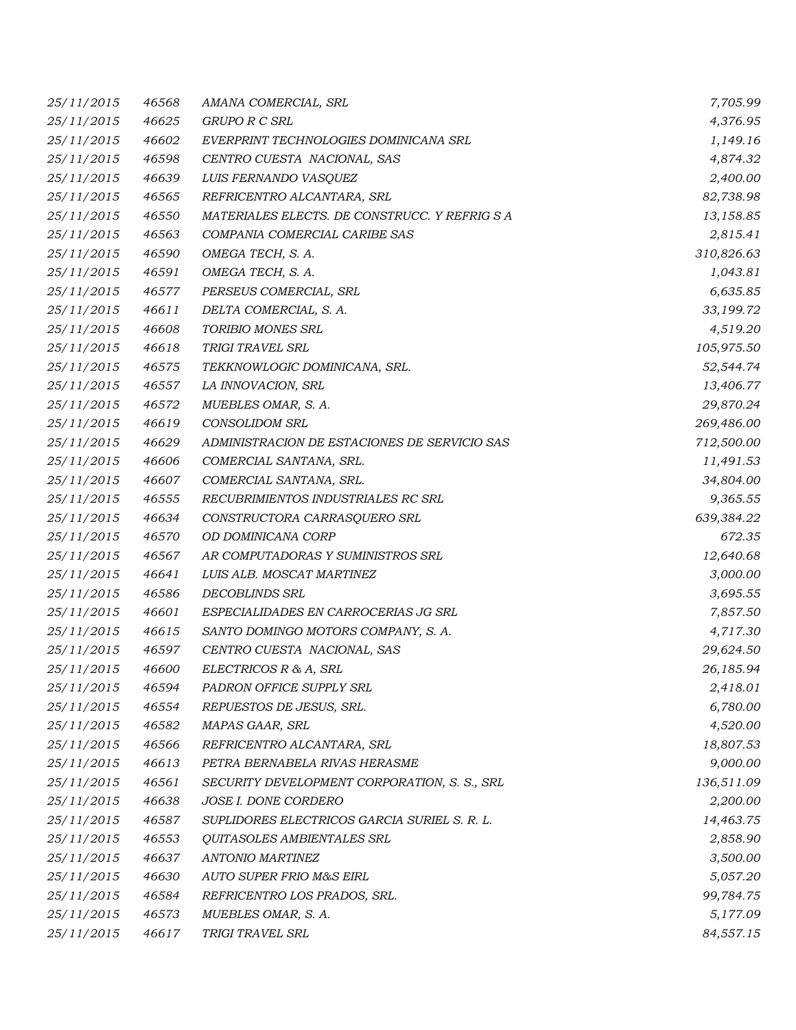| | | | |
|---|---|---|---|
| 25/11/2015 | 46568 | AMANA COMERCIAL, SRL | 7,705.99 |
| 25/11/2015 | 46625 | GRUPO R C SRL | 4,376.95 |
| 25/11/2015 | 46602 | EVERPRINT TECHNOLOGIES DOMINICANA SRL | 1,149.16 |
| 25/11/2015 | 46598 | CENTRO CUESTA NACIONAL, SAS | 4,874.32 |
| 25/11/2015 | 46639 | LUIS FERNANDO VASQUEZ | 2,400.00 |
| 25/11/2015 | 46565 | REFRICENTRO ALCANTARA, SRL | 82,738.98 |
| 25/11/2015 | 46550 | MATERIALES ELECTS. DE CONSTRUCC. Y REFRIG S A | 13,158.85 |
| 25/11/2015 | 46563 | COMPANIA COMERCIAL CARIBE SAS | 2,815.41 |
| 25/11/2015 | 46590 | OMEGA TECH, S. A. | 310,826.63 |
| 25/11/2015 | 46591 | OMEGA TECH, S. A. | 1,043.81 |
| 25/11/2015 | 46577 | PERSEUS COMERCIAL, SRL | 6,635.85 |
| 25/11/2015 | 46611 | DELTA COMERCIAL, S. A. | 33,199.72 |
| 25/11/2015 | 46608 | TORIBIO MONES SRL | 4,519.20 |
| 25/11/2015 | 46618 | TRIGI TRAVEL SRL | 105,975.50 |
| 25/11/2015 | 46575 | TEKKNOWLOGIC DOMINICANA, SRL. | 52,544.74 |
| 25/11/2015 | 46557 | LA INNOVACION, SRL | 13,406.77 |
| 25/11/2015 | 46572 | MUEBLES OMAR, S. A. | 29,870.24 |
| 25/11/2015 | 46619 | CONSOLIDOM SRL | 269,486.00 |
| 25/11/2015 | 46629 | ADMINISTRACION DE ESTACIONES DE SERVICIO SAS | 712,500.00 |
| 25/11/2015 | 46606 | COMERCIAL SANTANA, SRL. | 11,491.53 |
| 25/11/2015 | 46607 | COMERCIAL SANTANA, SRL. | 34,804.00 |
| 25/11/2015 | 46555 | RECUBRIMIENTOS INDUSTRIALES RC SRL | 9,365.55 |
| 25/11/2015 | 46634 | CONSTRUCTORA CARRASQUERO SRL | 639,384.22 |
| 25/11/2015 | 46570 | OD DOMINICANA CORP | 672.35 |
| 25/11/2015 | 46567 | AR COMPUTADORAS Y SUMINISTROS SRL | 12,640.68 |
| 25/11/2015 | 46641 | LUIS ALB. MOSCAT MARTINEZ | 3,000.00 |
| 25/11/2015 | 46586 | DECOBLINDS SRL | 3,695.55 |
| 25/11/2015 | 46601 | ESPECIALIDADES EN CARROCERIAS JG SRL | 7,857.50 |
| 25/11/2015 | 46615 | SANTO DOMINGO MOTORS COMPANY, S. A. | 4,717.30 |
| 25/11/2015 | 46597 | CENTRO CUESTA NACIONAL, SAS | 29,624.50 |
| 25/11/2015 | 46600 | ELECTRICOS R & A, SRL | 26,185.94 |
| 25/11/2015 | 46594 | PADRON OFFICE SUPPLY SRL | 2,418.01 |
| 25/11/2015 | 46554 | REPUESTOS DE JESUS, SRL. | 6,780.00 |
| 25/11/2015 | 46582 | MAPAS GAAR, SRL | 4,520.00 |
| 25/11/2015 | 46566 | REFRICENTRO ALCANTARA, SRL | 18,807.53 |
| 25/11/2015 | 46613 | PETRA BERNABELA RIVAS HERASME | 9,000.00 |
| 25/11/2015 | 46561 | SECURITY DEVELOPMENT CORPORATION, S. S., SRL | 136,511.09 |
| 25/11/2015 | 46638 | JOSE I. DONE CORDERO | 2,200.00 |
| 25/11/2015 | 46587 | SUPLIDORES ELECTRICOS GARCIA SURIEL S. R. L. | 14,463.75 |
| 25/11/2015 | 46553 | QUITASOLES AMBIENTALES SRL | 2,858.90 |
| 25/11/2015 | 46637 | ANTONIO MARTINEZ | 3,500.00 |
| 25/11/2015 | 46630 | AUTO SUPER FRIO M&S EIRL | 5,057.20 |
| 25/11/2015 | 46584 | REFRICENTRO LOS PRADOS, SRL. | 99,784.75 |
| 25/11/2015 | 46573 | MUEBLES OMAR, S. A. | 5,177.09 |
| 25/11/2015 | 46617 | TRIGI TRAVEL SRL | 84,557.15 |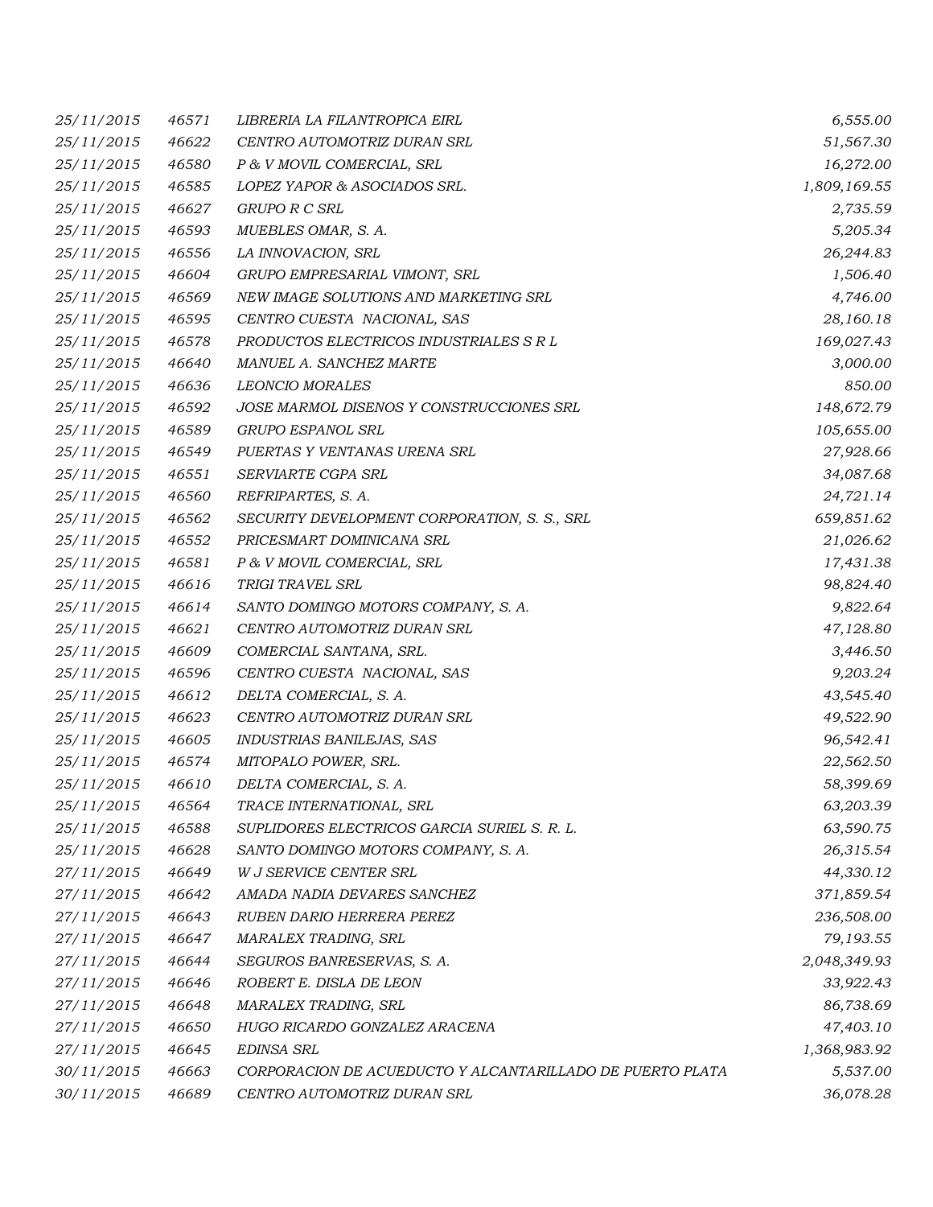| | | | |
|---|---|---|---|
| *25/11/2015* | *46571* | *LIBRERIA LA FILANTROPICA EIRL* | *6,555.00* |
| *25/11/2015* | *46622* | *CENTRO AUTOMOTRIZ DURAN SRL* | *51,567.30* |
| *25/11/2015* | *46580* | *P & V MOVIL COMERCIAL, SRL* | *16,272.00* |
| *25/11/2015* | *46585* | *LOPEZ YAPOR & ASOCIADOS SRL.* | *1,809,169.55* |
| *25/11/2015* | *46627* | *GRUPO R C SRL* | *2,735.59* |
| *25/11/2015* | *46593* | *MUEBLES OMAR, S. A.* | *5,205.34* |
| *25/11/2015* | *46556* | *LA INNOVACION, SRL* | *26,244.83* |
| *25/11/2015* | *46604* | *GRUPO EMPRESARIAL VIMONT, SRL* | *1,506.40* |
| *25/11/2015* | *46569* | *NEW IMAGE SOLUTIONS AND MARKETING SRL* | *4,746.00* |
| *25/11/2015* | *46595* | *CENTRO CUESTA NACIONAL, SAS* | *28,160.18* |
| *25/11/2015* | *46578* | *PRODUCTOS ELECTRICOS INDUSTRIALES S R L* | *169,027.43* |
| *25/11/2015* | *46640* | *MANUEL A. SANCHEZ MARTE* | *3,000.00* |
| *25/11/2015* | *46636* | *LEONCIO MORALES* | *850.00* |
| *25/11/2015* | *46592* | *JOSE MARMOL DISENOS Y CONSTRUCCIONES SRL* | *148,672.79* |
| *25/11/2015* | *46589* | *GRUPO ESPANOL SRL* | *105,655.00* |
| *25/11/2015* | *46549* | *PUERTAS Y VENTANAS URENA SRL* | *27,928.66* |
| *25/11/2015* | *46551* | *SERVIARTE CGPA SRL* | *34,087.68* |
| *25/11/2015* | *46560* | *REFRIPARTES, S. A.* | *24,721.14* |
| *25/11/2015* | *46562* | *SECURITY DEVELOPMENT CORPORATION, S. S., SRL* | *659,851.62* |
| *25/11/2015* | *46552* | *PRICESMART DOMINICANA SRL* | *21,026.62* |
| *25/11/2015* | *46581* | *P & V MOVIL COMERCIAL, SRL* | *17,431.38* |
| *25/11/2015* | *46616* | *TRIGI TRAVEL SRL* | *98,824.40* |
| *25/11/2015* | *46614* | *SANTO DOMINGO MOTORS COMPANY, S. A.* | *9,822.64* |
| *25/11/2015* | *46621* | *CENTRO AUTOMOTRIZ DURAN SRL* | *47,128.80* |
| *25/11/2015* | *46609* | *COMERCIAL SANTANA, SRL.* | *3,446.50* |
| *25/11/2015* | *46596* | *CENTRO CUESTA NACIONAL, SAS* | *9,203.24* |
| *25/11/2015* | *46612* | *DELTA COMERCIAL, S. A.* | *43,545.40* |
| *25/11/2015* | *46623* | *CENTRO AUTOMOTRIZ DURAN SRL* | *49,522.90* |
| *25/11/2015* | *46605* | *INDUSTRIAS BANILEJAS, SAS* | *96,542.41* |
| *25/11/2015* | *46574* | *MITOPALO POWER, SRL.* | *22,562.50* |
| *25/11/2015* | *46610* | *DELTA COMERCIAL, S. A.* | *58,399.69* |
| *25/11/2015* | *46564* | *TRACE INTERNATIONAL, SRL* | *63,203.39* |
| *25/11/2015* | *46588* | *SUPLIDORES ELECTRICOS GARCIA SURIEL S. R. L.* | *63,590.75* |
| *25/11/2015* | *46628* | *SANTO DOMINGO MOTORS COMPANY, S. A.* | *26,315.54* |
| *27/11/2015* | *46649* | *W J SERVICE CENTER SRL* | *44,330.12* |
| *27/11/2015* | *46642* | *AMADA NADIA DEVARES SANCHEZ* | *371,859.54* |
| *27/11/2015* | *46643* | *RUBEN DARIO HERRERA PEREZ* | *236,508.00* |
| *27/11/2015* | *46647* | *MARALEX TRADING, SRL* | *79,193.55* |
| *27/11/2015* | *46644* | *SEGUROS BANRESERVAS, S. A.* | *2,048,349.93* |
| *27/11/2015* | *46646* | *ROBERT E. DISLA DE LEON* | *33,922.43* |
| *27/11/2015* | *46648* | *MARALEX TRADING, SRL* | *86,738.69* |
| *27/11/2015* | *46650* | *HUGO RICARDO GONZALEZ ARACENA* | *47,403.10* |
| *27/11/2015* | *46645* | *EDINSA SRL* | *1,368,983.92* |
| *30/11/2015* | *46663* | *CORPORACION DE ACUEDUCTO Y ALCANTARILLADO DE PUERTO PLATA* | *5,537.00* |
| *30/11/2015* | *46689* | *CENTRO AUTOMOTRIZ DURAN SRL* | *36,078.28* |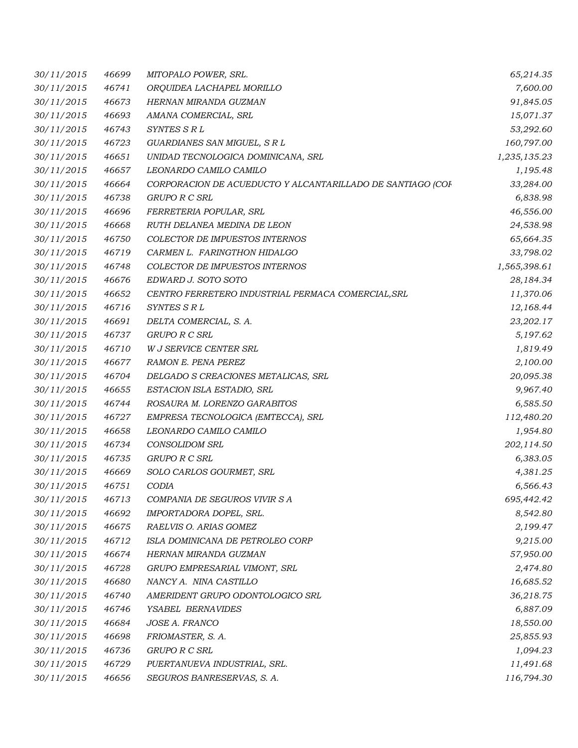| | | | |
|---|---|---|---|
| 30/11/2015 | 46699 | MITOPALO POWER, SRL. | 65,214.35 |
| 30/11/2015 | 46741 | ORQUIDEA LACHAPEL MORILLO | 7,600.00 |
| 30/11/2015 | 46673 | HERNAN MIRANDA GUZMAN | 91,845.05 |
| 30/11/2015 | 46693 | AMANA COMERCIAL, SRL | 15,071.37 |
| 30/11/2015 | 46743 | SYNTES S R L | 53,292.60 |
| 30/11/2015 | 46723 | GUARDIANES SAN MIGUEL, S R L | 160,797.00 |
| 30/11/2015 | 46651 | UNIDAD TECNOLOGICA DOMINICANA, SRL | 1,235,135.23 |
| 30/11/2015 | 46657 | LEONARDO CAMILO CAMILO | 1,195.48 |
| 30/11/2015 | 46664 | CORPORACION DE ACUEDUCTO Y ALCANTARILLADO DE SANTIAGO (COI | 33,284.00 |
| 30/11/2015 | 46738 | GRUPO R C SRL | 6,838.98 |
| 30/11/2015 | 46696 | FERRETERIA POPULAR, SRL | 46,556.00 |
| 30/11/2015 | 46668 | RUTH DELANEA MEDINA DE LEON | 24,538.98 |
| 30/11/2015 | 46750 | COLECTOR DE IMPUESTOS INTERNOS | 65,664.35 |
| 30/11/2015 | 46719 | CARMEN L. FARINGTHON HIDALGO | 33,798.02 |
| 30/11/2015 | 46748 | COLECTOR DE IMPUESTOS INTERNOS | 1,565,398.61 |
| 30/11/2015 | 46676 | EDWARD J. SOTO SOTO | 28,184.34 |
| 30/11/2015 | 46652 | CENTRO FERRETERO INDUSTRIAL PERMACA COMERCIAL,SRL | 11,370.06 |
| 30/11/2015 | 46716 | SYNTES S R L | 12,168.44 |
| 30/11/2015 | 46691 | DELTA COMERCIAL, S. A. | 23,202.17 |
| 30/11/2015 | 46737 | GRUPO R C SRL | 5,197.62 |
| 30/11/2015 | 46710 | W J SERVICE CENTER SRL | 1,819.49 |
| 30/11/2015 | 46677 | RAMON E. PENA PEREZ | 2,100.00 |
| 30/11/2015 | 46704 | DELGADO S CREACIONES METALICAS, SRL | 20,095.38 |
| 30/11/2015 | 46655 | ESTACION ISLA ESTADIO, SRL | 9,967.40 |
| 30/11/2015 | 46744 | ROSAURA M. LORENZO GARABITOS | 6,585.50 |
| 30/11/2015 | 46727 | EMPRESA TECNOLOGICA (EMTECCA), SRL | 112,480.20 |
| 30/11/2015 | 46658 | LEONARDO CAMILO CAMILO | 1,954.80 |
| 30/11/2015 | 46734 | CONSOLIDOM SRL | 202,114.50 |
| 30/11/2015 | 46735 | GRUPO R C SRL | 6,383.05 |
| 30/11/2015 | 46669 | SOLO CARLOS GOURMET, SRL | 4,381.25 |
| 30/11/2015 | 46751 | CODIA | 6,566.43 |
| 30/11/2015 | 46713 | COMPANIA DE SEGUROS VIVIR S A | 695,442.42 |
| 30/11/2015 | 46692 | IMPORTADORA DOPEL, SRL. | 8,542.80 |
| 30/11/2015 | 46675 | RAELVIS O. ARIAS GOMEZ | 2,199.47 |
| 30/11/2015 | 46712 | ISLA DOMINICANA DE PETROLEO CORP | 9,215.00 |
| 30/11/2015 | 46674 | HERNAN MIRANDA GUZMAN | 57,950.00 |
| 30/11/2015 | 46728 | GRUPO EMPRESARIAL VIMONT, SRL | 2,474.80 |
| 30/11/2015 | 46680 | NANCY A. NINA CASTILLO | 16,685.52 |
| 30/11/2015 | 46740 | AMERIDENT GRUPO ODONTOLOGICO SRL | 36,218.75 |
| 30/11/2015 | 46746 | YSABEL BERNAVIDES | 6,887.09 |
| 30/11/2015 | 46684 | JOSE A. FRANCO | 18,550.00 |
| 30/11/2015 | 46698 | FRIOMASTER, S. A. | 25,855.93 |
| 30/11/2015 | 46736 | GRUPO R C SRL | 1,094.23 |
| 30/11/2015 | 46729 | PUERTANUEVA INDUSTRIAL, SRL. | 11,491.68 |
| 30/11/2015 | 46656 | SEGUROS BANRESERVAS, S. A. | 116,794.30 |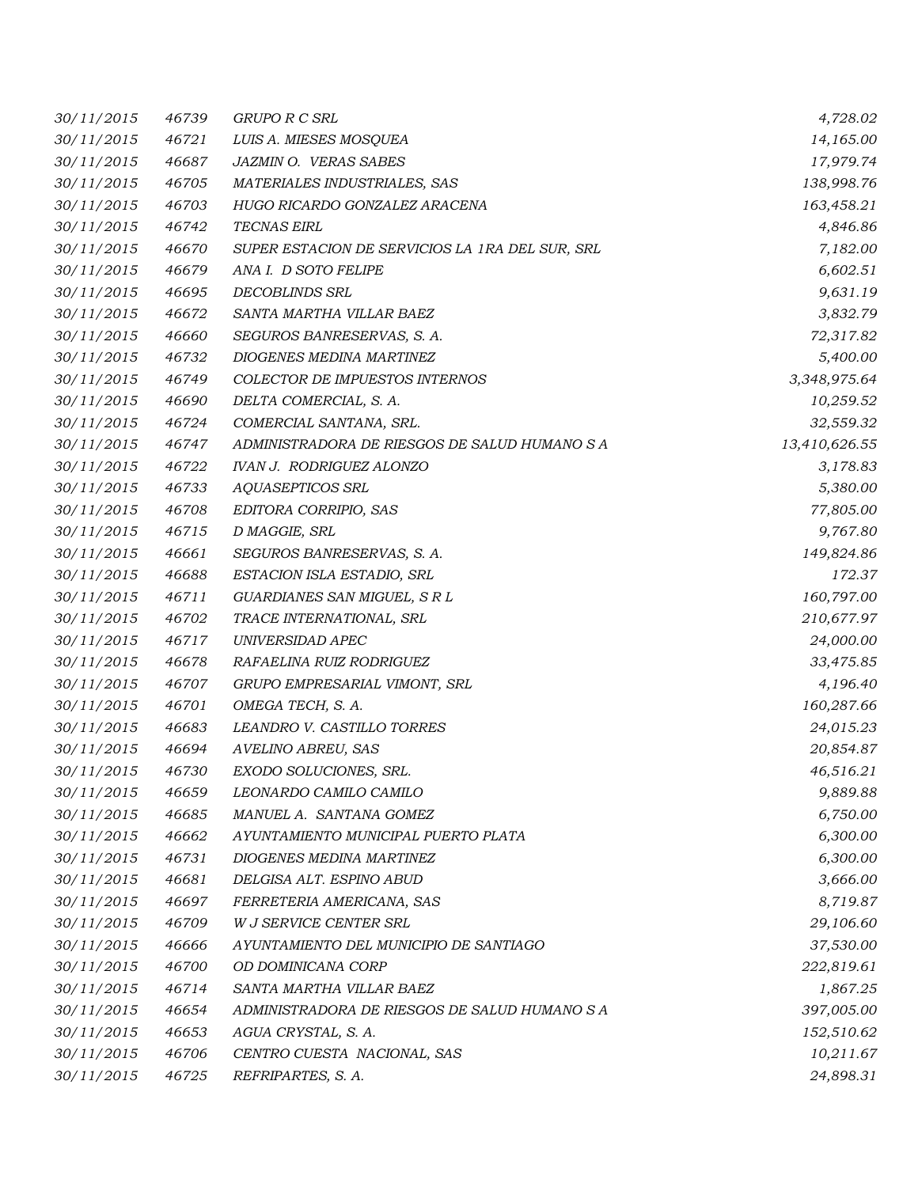| | | | |
|---|---|---|---|
| 30/11/2015 | 46739 | GRUPO R C SRL | 4,728.02 |
| 30/11/2015 | 46721 | LUIS A. MIESES MOSQUEA | 14,165.00 |
| 30/11/2015 | 46687 | JAZMIN O. VERAS SABES | 17,979.74 |
| 30/11/2015 | 46705 | MATERIALES INDUSTRIALES, SAS | 138,998.76 |
| 30/11/2015 | 46703 | HUGO RICARDO GONZALEZ ARACENA | 163,458.21 |
| 30/11/2015 | 46742 | TECNAS EIRL | 4,846.86 |
| 30/11/2015 | 46670 | SUPER ESTACION DE SERVICIOS LA 1RA DEL SUR, SRL | 7,182.00 |
| 30/11/2015 | 46679 | ANA I. D SOTO FELIPE | 6,602.51 |
| 30/11/2015 | 46695 | DECOBLINDS SRL | 9,631.19 |
| 30/11/2015 | 46672 | SANTA MARTHA VILLAR BAEZ | 3,832.79 |
| 30/11/2015 | 46660 | SEGUROS BANRESERVAS, S. A. | 72,317.82 |
| 30/11/2015 | 46732 | DIOGENES MEDINA MARTINEZ | 5,400.00 |
| 30/11/2015 | 46749 | COLECTOR DE IMPUESTOS INTERNOS | 3,348,975.64 |
| 30/11/2015 | 46690 | DELTA COMERCIAL, S. A. | 10,259.52 |
| 30/11/2015 | 46724 | COMERCIAL SANTANA, SRL. | 32,559.32 |
| 30/11/2015 | 46747 | ADMINISTRADORA DE RIESGOS DE SALUD HUMANO S A | 13,410,626.55 |
| 30/11/2015 | 46722 | IVAN J. RODRIGUEZ ALONZO | 3,178.83 |
| 30/11/2015 | 46733 | AQUASEPTICOS SRL | 5,380.00 |
| 30/11/2015 | 46708 | EDITORA CORRIPIO, SAS | 77,805.00 |
| 30/11/2015 | 46715 | D MAGGIE, SRL | 9,767.80 |
| 30/11/2015 | 46661 | SEGUROS BANRESERVAS, S. A. | 149,824.86 |
| 30/11/2015 | 46688 | ESTACION ISLA ESTADIO, SRL | 172.37 |
| 30/11/2015 | 46711 | GUARDIANES SAN MIGUEL, S R L | 160,797.00 |
| 30/11/2015 | 46702 | TRACE INTERNATIONAL, SRL | 210,677.97 |
| 30/11/2015 | 46717 | UNIVERSIDAD APEC | 24,000.00 |
| 30/11/2015 | 46678 | RAFAELINA RUIZ RODRIGUEZ | 33,475.85 |
| 30/11/2015 | 46707 | GRUPO EMPRESARIAL VIMONT, SRL | 4,196.40 |
| 30/11/2015 | 46701 | OMEGA TECH, S. A. | 160,287.66 |
| 30/11/2015 | 46683 | LEANDRO V. CASTILLO TORRES | 24,015.23 |
| 30/11/2015 | 46694 | AVELINO ABREU, SAS | 20,854.87 |
| 30/11/2015 | 46730 | EXODO SOLUCIONES, SRL. | 46,516.21 |
| 30/11/2015 | 46659 | LEONARDO CAMILO CAMILO | 9,889.88 |
| 30/11/2015 | 46685 | MANUEL A. SANTANA GOMEZ | 6,750.00 |
| 30/11/2015 | 46662 | AYUNTAMIENTO MUNICIPAL PUERTO PLATA | 6,300.00 |
| 30/11/2015 | 46731 | DIOGENES MEDINA MARTINEZ | 6,300.00 |
| 30/11/2015 | 46681 | DELGISA ALT. ESPINO ABUD | 3,666.00 |
| 30/11/2015 | 46697 | FERRETERIA AMERICANA, SAS | 8,719.87 |
| 30/11/2015 | 46709 | W J SERVICE CENTER SRL | 29,106.60 |
| 30/11/2015 | 46666 | AYUNTAMIENTO DEL MUNICIPIO DE SANTIAGO | 37,530.00 |
| 30/11/2015 | 46700 | OD DOMINICANA CORP | 222,819.61 |
| 30/11/2015 | 46714 | SANTA MARTHA VILLAR BAEZ | 1,867.25 |
| 30/11/2015 | 46654 | ADMINISTRADORA DE RIESGOS DE SALUD HUMANO S A | 397,005.00 |
| 30/11/2015 | 46653 | AGUA CRYSTAL, S. A. | 152,510.62 |
| 30/11/2015 | 46706 | CENTRO CUESTA NACIONAL, SAS | 10,211.67 |
| 30/11/2015 | 46725 | REFRIPARTES, S. A. | 24,898.31 |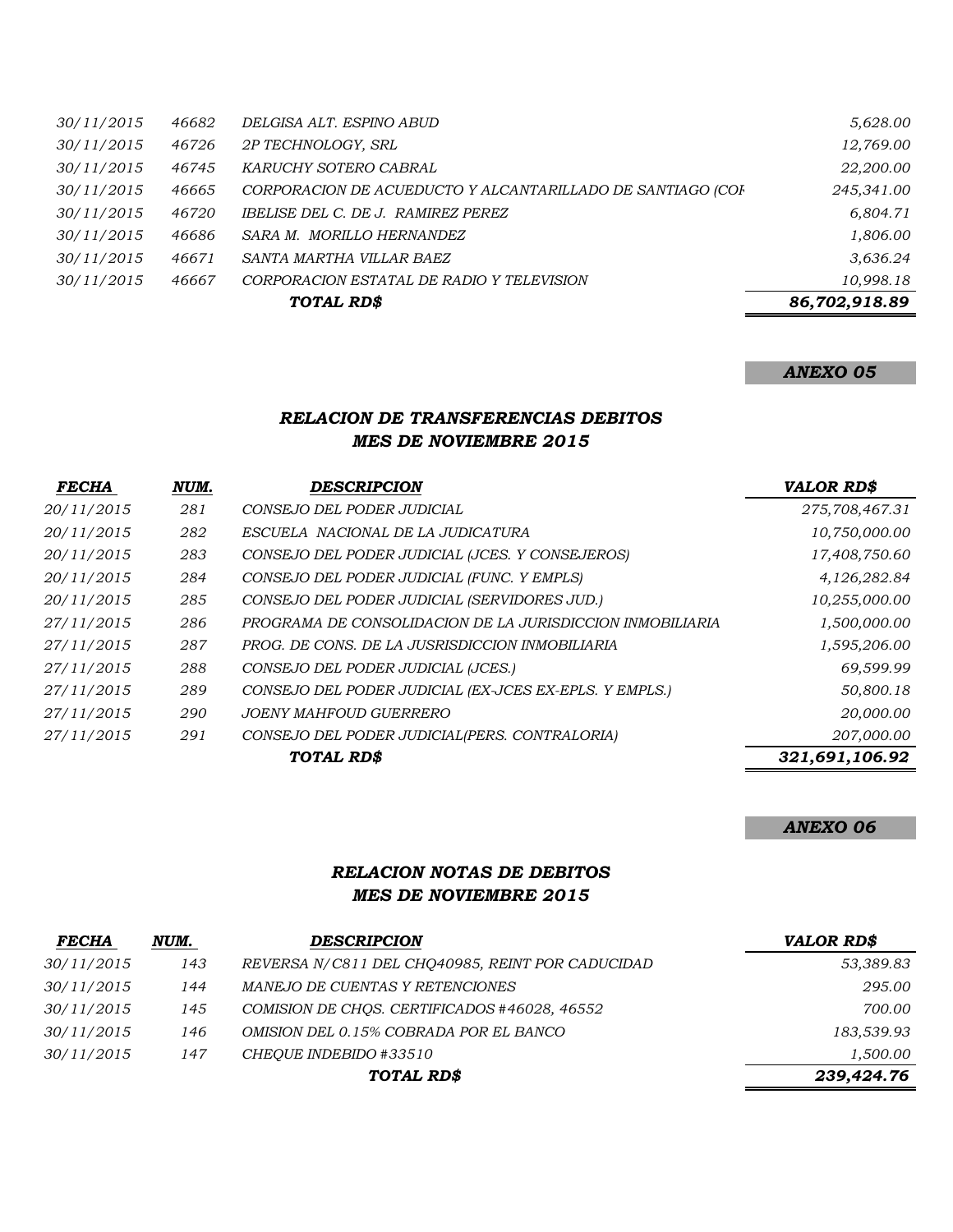| | | | |
|---|---|---|---|
| 30/11/2015 | 46682 | DELGISA ALT. ESPINO ABUD | 5,628.00 |
| 30/11/2015 | 46726 | 2P TECHNOLOGY, SRL | 12,769.00 |
| 30/11/2015 | 46745 | KARUCHY SOTERO CABRAL | 22,200.00 |
| 30/11/2015 | 46665 | CORPORACION DE ACUEDUCTO Y ALCANTARILLADO DE SANTIAGO (COI | 245,341.00 |
| 30/11/2015 | 46720 | IBELISE DEL C. DE J. RAMIREZ PEREZ | 6,804.71 |
| 30/11/2015 | 46686 | SARA M. MORILLO HERNANDEZ | 1,806.00 |
| 30/11/2015 | 46671 | SANTA MARTHA VILLAR BAEZ | 3,636.24 |
| 30/11/2015 | 46667 | CORPORACION ESTATAL DE RADIO Y TELEVISION | 10,998.18 |
| | | ***TOTAL RD$*** | ***86,702,918.89*** |

***ANEXO 05***

## *RELACION DE TRANSFERENCIAS DEBITOS*
## *MES DE NOVIEMBRE 2015*

| *FECHA* | *NUM.* | *DESCRIPCION* | *VALOR RD$* |
|---|---|---|---|
| 20/11/2015 | 281 | CONSEJO DEL PODER JUDICIAL | 275,708,467.31 |
| 20/11/2015 | 282 | ESCUELA NACIONAL DE LA JUDICATURA | 10,750,000.00 |
| 20/11/2015 | 283 | CONSEJO DEL PODER JUDICIAL (JCES. Y CONSEJEROS) | 17,408,750.60 |
| 20/11/2015 | 284 | CONSEJO DEL PODER JUDICIAL (FUNC. Y EMPLS) | 4,126,282.84 |
| 20/11/2015 | 285 | CONSEJO DEL PODER JUDICIAL (SERVIDORES JUD.) | 10,255,000.00 |
| 27/11/2015 | 286 | PROGRAMA DE CONSOLIDACION DE LA JURISDICCION INMOBILIARIA | 1,500,000.00 |
| 27/11/2015 | 287 | PROG. DE CONS. DE LA JUSRISDICCION INMOBILIARIA | 1,595,206.00 |
| 27/11/2015 | 288 | CONSEJO DEL PODER JUDICIAL (JCES.) | 69,599.99 |
| 27/11/2015 | 289 | CONSEJO DEL PODER JUDICIAL (EX-JCES EX-EPLS. Y EMPLS.) | 50,800.18 |
| 27/11/2015 | 290 | JOENY MAHFOUD GUERRERO | 20,000.00 |
| 27/11/2015 | 291 | CONSEJO DEL PODER JUDICIAL(PERS. CONTRALORIA) | 207,000.00 |
| | | ***TOTAL RD$*** | ***321,691,106.92*** |

***ANEXO 06***

## *RELACION NOTAS DE DEBITOS*
## *MES DE NOVIEMBRE 2015*

| *FECHA* | *NUM.* | *DESCRIPCION* | *VALOR RD$* |
|---|---|---|---|
| 30/11/2015 | 143 | REVERSA N/C811 DEL CHQ40985, REINT POR CADUCIDAD | 53,389.83 |
| 30/11/2015 | 144 | MANEJO DE CUENTAS Y RETENCIONES | 295.00 |
| 30/11/2015 | 145 | COMISION DE CHQS. CERTIFICADOS #46028, 46552 | 700.00 |
| 30/11/2015 | 146 | OMISION DEL 0.15% COBRADA POR EL BANCO | 183,539.93 |
| 30/11/2015 | 147 | CHEQUE INDEBIDO #33510 | 1,500.00 |
| | | ***TOTAL RD$*** | ***239,424.76*** |